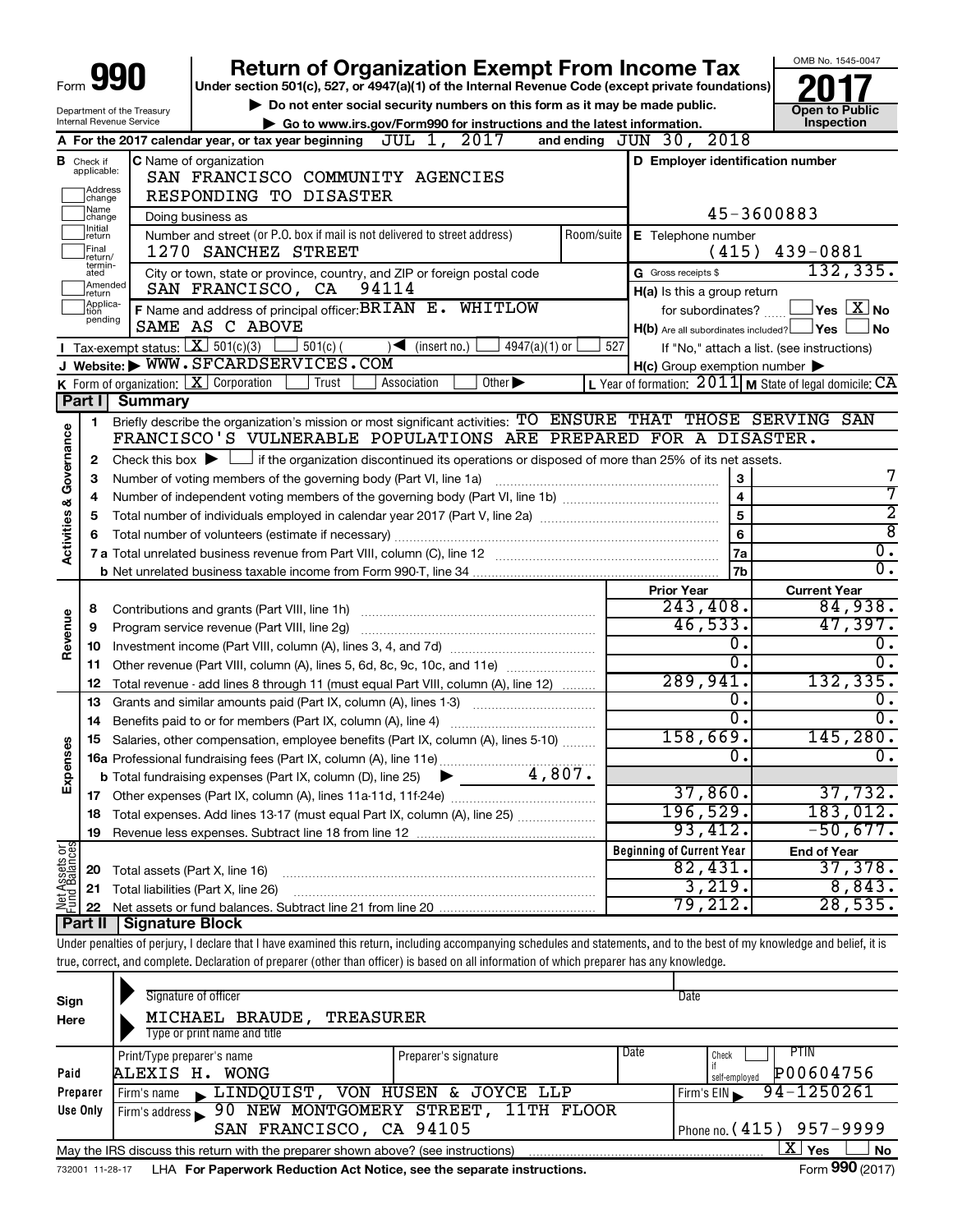Form **990**

# Return of Organization Exempt From Income Tax

**Under section 501(c), 527, or 4947(a)(1) of the Internal Revenue Code (except private foundations)**

▶ Do not enter social security numbers on this form as it may be made public.

▶ Go to www.irs.gov/Form990 for instructions and the latest information.

Department of the Treasury
Internal Revenue Service

OMB No. 1545-0047

**2017**

**Open to Public Inspection**

**A** For the 2017 calendar year, or tax year beginning JUL 1, 2017 and ending JUN 30, 2018

**B** Check if applicable: Address change, Name change, Initial return, Final return/terminated, Amended return, Application pending

**C** Name of organization
SAN FRANCISCO COMMUNITY AGENCIES RESPONDING TO DISASTER

Doing business as

Number and street (or P.O. box if mail is not delivered to street address) Room/suite
1270 SANCHEZ STREET

City or town, state or province, country, and ZIP or foreign postal code
SAN FRANCISCO, CA 94114

**D** Employer identification number
45-3600883

**E** Telephone number
(415) 439-0881

**G** Gross receipts $ 132,335.

**F** Name and address of principal officer: BRIAN E. WHITLOW
SAME AS C ABOVE

**H(a)** Is this a group return for subordinates? Yes [ ] No [X]

**H(b)** Are all subordinates included? Yes [ ] No [ ]
If "No," attach a list. (see instructions)

**H(c)** Group exemption number ▶

**I** Tax-exempt status: [X] 501(c)(3) [ ] 501(c) ( ) ◀ (insert no.) [ ] 4947(a)(1) or [ ] 527

**J** Website: ▶ WWW.SFCARDSERVICES.COM

**K** Form of organization: [X] Corporation [ ] Trust [ ] Association [ ] Other ▶

**L** Year of formation: 2011 **M** State of legal domicile: CA

## Part I Summary

**Activities & Governance**

1 Briefly describe the organization's mission or most significant activities: TO ENSURE THAT THOSE SERVING SAN FRANCISCO'S VULNERABLE POPULATIONS ARE PREPARED FOR A DISASTER.

2 Check this box ▶ [ ] if the organization discontinued its operations or disposed of more than 25% of its net assets.

| | | | |
|---|---|---|---|
| 3 | Number of voting members of the governing body (Part VI, line 1a) | 3 | 7 |
| 4 | Number of independent voting members of the governing body (Part VI, line 1b) | 4 | 7 |
| 5 | Total number of individuals employed in calendar year 2017 (Part V, line 2a) | 5 | 2 |
| 6 | Total number of volunteers (estimate if necessary) | 6 | 8 |
| 7a | Total unrelated business revenue from Part VIII, column (C), line 12 | 7a | 0. |
| b | Net unrelated business taxable income from Form 990-T, line 34 | 7b | 0. |

| | | Prior Year | Current Year |
|---|---|---|---|
| **Revenue** | | | |
| 8 | Contributions and grants (Part VIII, line 1h) | 243,408. | 84,938. |
| 9 | Program service revenue (Part VIII, line 2g) | 46,533. | 47,397. |
| 10 | Investment income (Part VIII, column (A), lines 3, 4, and 7d) | 0. | 0. |
| 11 | Other revenue (Part VIII, column (A), lines 5, 6d, 8c, 9c, 10c, and 11e) | 0. | 0. |
| 12 | Total revenue - add lines 8 through 11 (must equal Part VIII, column (A), line 12) | 289,941. | 132,335. |
| **Expenses** | | | |
| 13 | Grants and similar amounts paid (Part IX, column (A), lines 1-3) | 0. | 0. |
| 14 | Benefits paid to or for members (Part IX, column (A), line 4) | 0. | 0. |
| 15 | Salaries, other compensation, employee benefits (Part IX, column (A), lines 5-10) | 158,669. | 145,280. |
| 16a | Professional fundraising fees (Part IX, column (A), line 11e) | 0. | 0. |
| b | Total fundraising expenses (Part IX, column (D), line 25) ▶ 4,807. | | |
| 17 | Other expenses (Part IX, column (A), lines 11a-11d, 11f-24e) | 37,860. | 37,732. |
| 18 | Total expenses. Add lines 13-17 (must equal Part IX, column (A), line 25) | 196,529. | 183,012. |
| 19 | Revenue less expenses. Subtract line 18 from line 12 | 93,412. | -50,677. |

| **Net Assets or Fund Balances** | | Beginning of Current Year | End of Year |
|---|---|---|---|
| 20 | Total assets (Part X, line 16) | 82,431. | 37,378. |
| 21 | Total liabilities (Part X, line 26) | 3,219. | 8,843. |
| 22 | Net assets or fund balances. Subtract line 21 from line 20 | 79,212. | 28,535. |

## Part II Signature Block

Under penalties of perjury, I declare that I have examined this return, including accompanying schedules and statements, and to the best of my knowledge and belief, it is true, correct, and complete. Declaration of preparer (other than officer) is based on all information of which preparer has any knowledge.

**Sign Here**

Signature of officer | Date

MICHAEL BRAUDE, TREASURER
Type or print name and title

**Paid Preparer Use Only**

| Print/Type preparer's name | Preparer's signature | Date | Check if self-employed | PTIN |
|---|---|---|---|---|
| ALEXIS H. WONG | | | [ ] | P00604756 |

Firm's name ▶ LINDQUIST, VON HUSEN & JOYCE LLP — Firm's EIN ▶ 94-1250261

Firm's address ▶ 90 NEW MONTGOMERY STREET, 11TH FLOOR, SAN FRANCISCO, CA 94105 — Phone no. (415) 957-9999

May the IRS discuss this return with the preparer shown above? (see instructions) [X] Yes [ ] No

732001 11-28-17 LHA For Paperwork Reduction Act Notice, see the separate instructions. Form **990** (2017)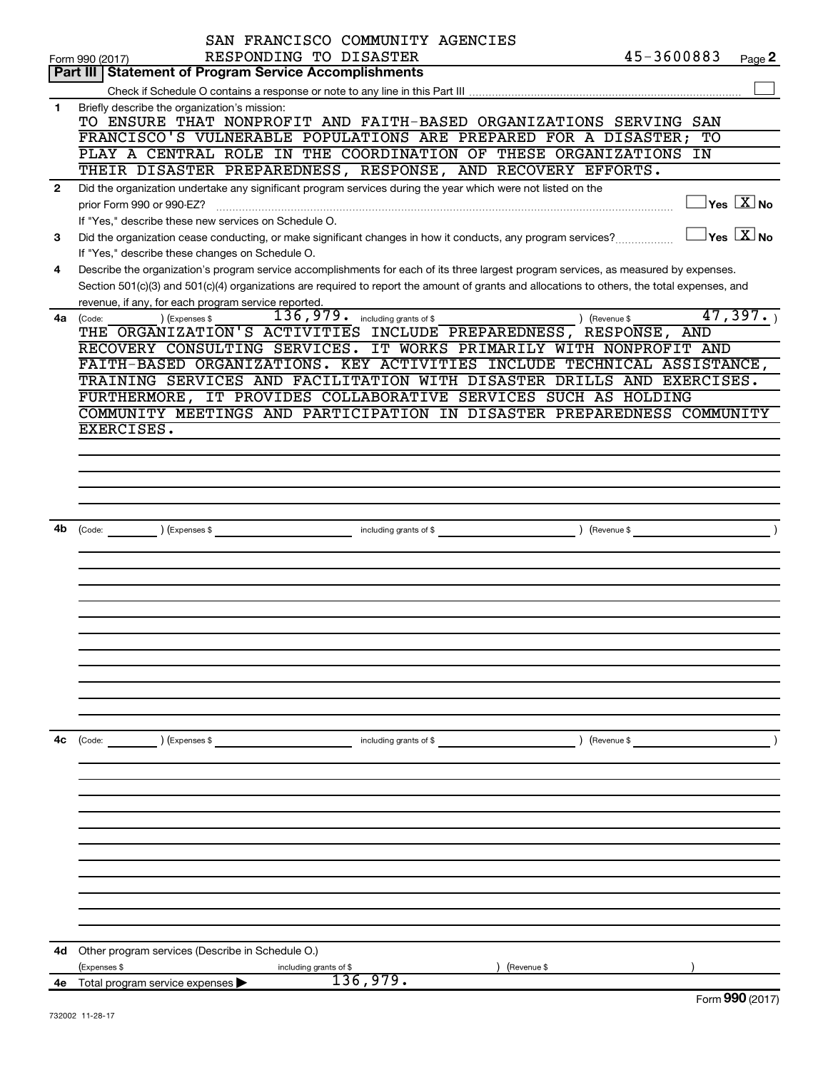SAN FRANCISCO COMMUNITY AGENCIES
RESPONDING TO DISASTER

Form 990 (2017) 45-3600883 Page **2**

## Part III | Statement of Program Service Accomplishments

Check if Schedule O contains a response or note to any line in this Part III ☐

**1** Briefly describe the organization's mission:

TO ENSURE THAT NONPROFIT AND FAITH-BASED ORGANIZATIONS SERVING SAN FRANCISCO'S VULNERABLE POPULATIONS ARE PREPARED FOR A DISASTER; TO PLAY A CENTRAL ROLE IN THE COORDINATION OF THESE ORGANIZATIONS IN THEIR DISASTER PREPAREDNESS, RESPONSE, AND RECOVERY EFFORTS.

**2** Did the organization undertake any significant program services during the year which were not listed on the prior Form 990 or 990-EZ? ☐ Yes ☒ No

If "Yes," describe these new services on Schedule O.

**3** Did the organization cease conducting, or make significant changes in how it conducts, any program services? ☐ Yes ☒ No

If "Yes," describe these changes on Schedule O.

**4** Describe the organization's program service accomplishments for each of its three largest program services, as measured by expenses. Section 501(c)(3) and 501(c)(4) organizations are required to report the amount of grants and allocations to others, the total expenses, and revenue, if any, for each program service reported.

**4a** (Code: ) (Expenses $ 136,979. including grants of $ ) (Revenue $ 47,397. )

THE ORGANIZATION'S ACTIVITIES INCLUDE PREPAREDNESS, RESPONSE, AND RECOVERY CONSULTING SERVICES. IT WORKS PRIMARILY WITH NONPROFIT AND FAITH-BASED ORGANIZATIONS. KEY ACTIVITIES INCLUDE TECHNICAL ASSISTANCE, TRAINING SERVICES AND FACILITATION WITH DISASTER DRILLS AND EXERCISES. FURTHERMORE, IT PROVIDES COLLABORATIVE SERVICES SUCH AS HOLDING COMMUNITY MEETINGS AND PARTICIPATION IN DISASTER PREPAREDNESS COMMUNITY EXERCISES.

**4b** (Code: ) (Expenses $ including grants of $ ) (Revenue $ )

**4c** (Code: ) (Expenses $ including grants of $ ) (Revenue $ )

**4d** Other program services (Describe in Schedule O.)

(Expenses $ including grants of $ ) (Revenue $ )

**4e** Total program service expenses ▶ 136,979.

Form **990** (2017)

732002 11-28-17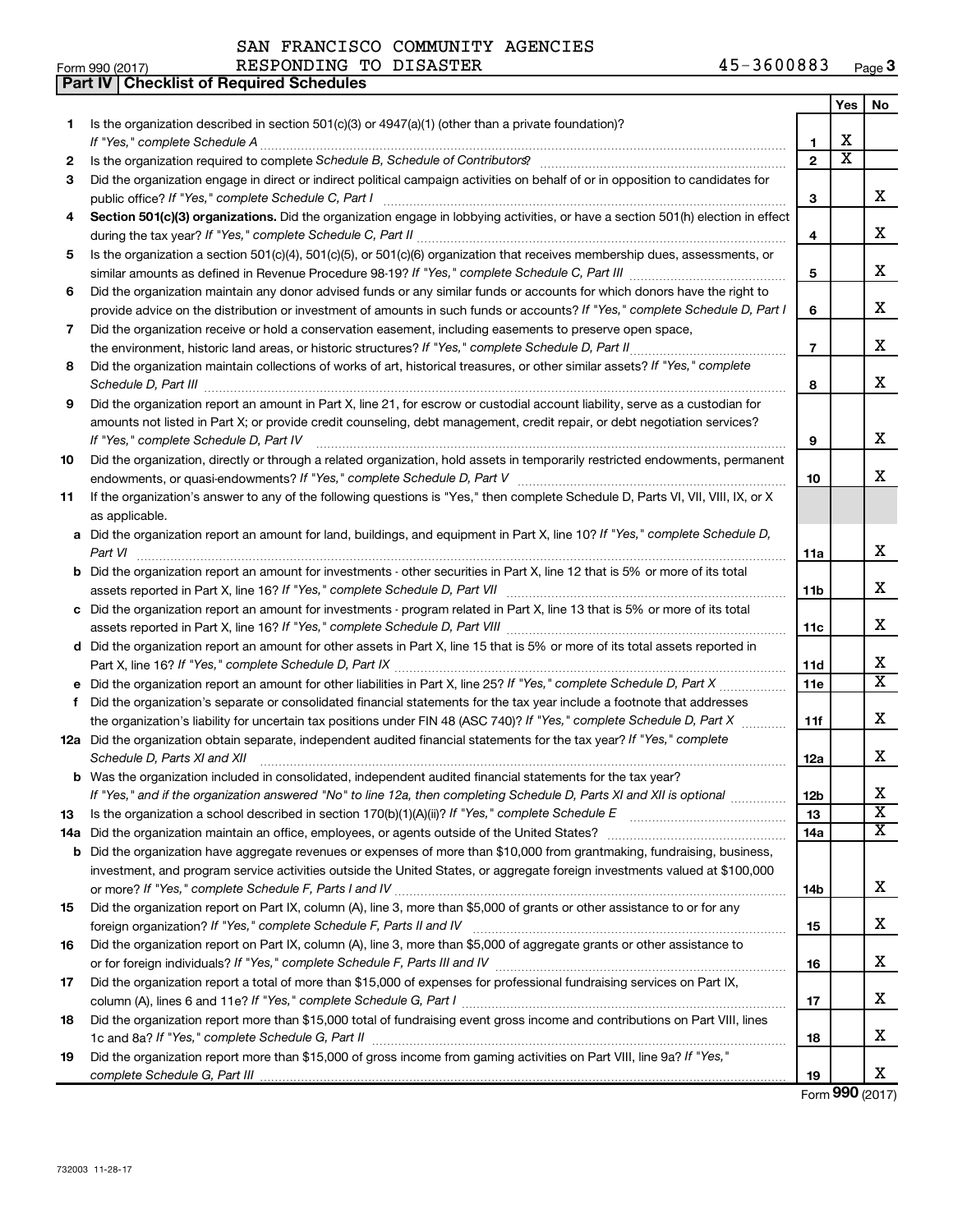SAN FRANCISCO COMMUNITY AGENCIES
RESPONDING TO DISASTER 45-3600883

Form 990 (2017)

**Part IV | Checklist of Required Schedules**

| | | | Yes | No |
|---|---|---|---|---|
| 1 | Is the organization described in section 501(c)(3) or 4947(a)(1) (other than a private foundation)? *If "Yes," complete Schedule A* | 1 | X | |
| 2 | Is the organization required to complete *Schedule B, Schedule of Contributors*? | 2 | X | |
| 3 | Did the organization engage in direct or indirect political campaign activities on behalf of or in opposition to candidates for public office? *If "Yes," complete Schedule C, Part I* | 3 | | X |
| 4 | **Section 501(c)(3) organizations.** Did the organization engage in lobbying activities, or have a section 501(h) election in effect during the tax year? *If "Yes," complete Schedule C, Part II* | 4 | | X |
| 5 | Is the organization a section 501(c)(4), 501(c)(5), or 501(c)(6) organization that receives membership dues, assessments, or similar amounts as defined in Revenue Procedure 98-19? *If "Yes," complete Schedule C, Part III* | 5 | | X |
| 6 | Did the organization maintain any donor advised funds or any similar funds or accounts for which donors have the right to provide advice on the distribution or investment of amounts in such funds or accounts? *If "Yes," complete Schedule D, Part I* | 6 | | X |
| 7 | Did the organization receive or hold a conservation easement, including easements to preserve open space, the environment, historic land areas, or historic structures? *If "Yes," complete Schedule D, Part II* | 7 | | X |
| 8 | Did the organization maintain collections of works of art, historical treasures, or other similar assets? *If "Yes," complete Schedule D, Part III* | 8 | | X |
| 9 | Did the organization report an amount in Part X, line 21, for escrow or custodial account liability, serve as a custodian for amounts not listed in Part X; or provide credit counseling, debt management, credit repair, or debt negotiation services? *If "Yes," complete Schedule D, Part IV* | 9 | | X |
| 10 | Did the organization, directly or through a related organization, hold assets in temporarily restricted endowments, permanent endowments, or quasi-endowments? *If "Yes," complete Schedule D, Part V* | 10 | | X |
| 11 | If the organization's answer to any of the following questions is "Yes," then complete Schedule D, Parts VI, VII, VIII, IX, or X as applicable. | | | |
| a | Did the organization report an amount for land, buildings, and equipment in Part X, line 10? *If "Yes," complete Schedule D, Part VI* | 11a | | X |
| b | Did the organization report an amount for investments - other securities in Part X, line 12 that is 5% or more of its total assets reported in Part X, line 16? *If "Yes," complete Schedule D, Part VII* | 11b | | X |
| c | Did the organization report an amount for investments - program related in Part X, line 13 that is 5% or more of its total assets reported in Part X, line 16? *If "Yes," complete Schedule D, Part VIII* | 11c | | X |
| d | Did the organization report an amount for other assets in Part X, line 15 that is 5% or more of its total assets reported in Part X, line 16? *If "Yes," complete Schedule D, Part IX* | 11d | | X |
| e | Did the organization report an amount for other liabilities in Part X, line 25? *If "Yes," complete Schedule D, Part X* | 11e | | X |
| f | Did the organization's separate or consolidated financial statements for the tax year include a footnote that addresses the organization's liability for uncertain tax positions under FIN 48 (ASC 740)? *If "Yes," complete Schedule D, Part X* | 11f | | X |
| 12a | Did the organization obtain separate, independent audited financial statements for the tax year? *If "Yes," complete Schedule D, Parts XI and XII* | 12a | | X |
| b | Was the organization included in consolidated, independent audited financial statements for the tax year? *If "Yes," and if the organization answered "No" to line 12a, then completing Schedule D, Parts XI and XII is optional* | 12b | | X |
| 13 | Is the organization a school described in section 170(b)(1)(A)(ii)? *If "Yes," complete Schedule E* | 13 | | X |
| 14a | Did the organization maintain an office, employees, or agents outside of the United States? | 14a | | X |
| b | Did the organization have aggregate revenues or expenses of more than $10,000 from grantmaking, fundraising, business, investment, and program service activities outside the United States, or aggregate foreign investments valued at $100,000 or more? *If "Yes," complete Schedule F, Parts I and IV* | 14b | | X |
| 15 | Did the organization report on Part IX, column (A), line 3, more than $5,000 of grants or other assistance to or for any foreign organization? *If "Yes," complete Schedule F, Parts II and IV* | 15 | | X |
| 16 | Did the organization report on Part IX, column (A), line 3, more than $5,000 of aggregate grants or other assistance to or for foreign individuals? *If "Yes," complete Schedule F, Parts III and IV* | 16 | | X |
| 17 | Did the organization report a total of more than $15,000 of expenses for professional fundraising services on Part IX, column (A), lines 6 and 11e? *If "Yes," complete Schedule G, Part I* | 17 | | X |
| 18 | Did the organization report more than $15,000 total of fundraising event gross income and contributions on Part VIII, lines 1c and 8a? *If "Yes," complete Schedule G, Part II* | 18 | | X |
| 19 | Did the organization report more than $15,000 of gross income from gaming activities on Part VIII, line 9a? *If "Yes," complete Schedule G, Part III* | 19 | | X |

Form **990** (2017)

732003 11-28-17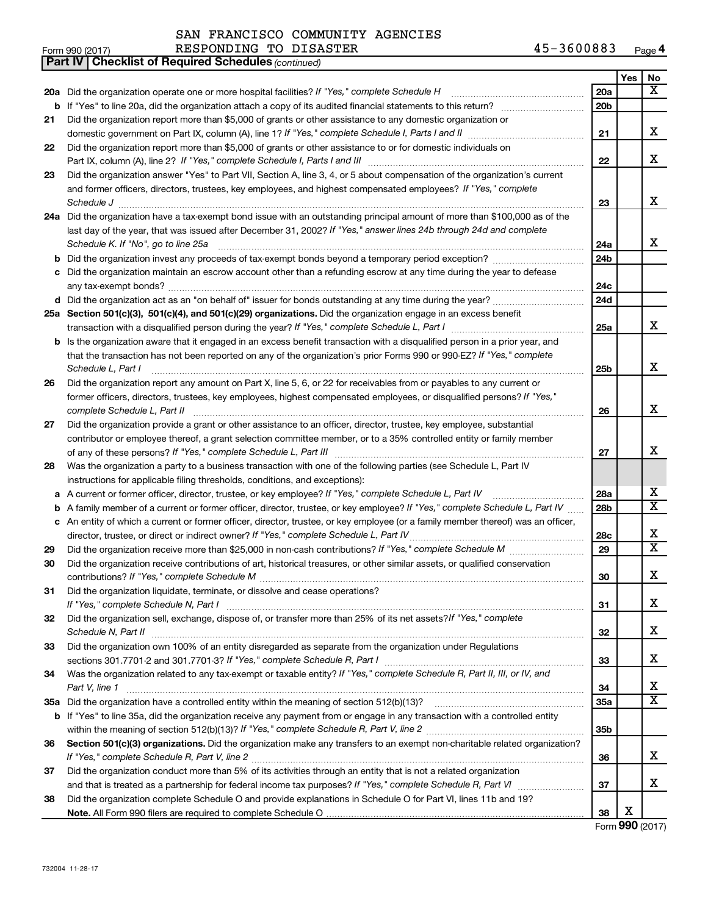SAN FRANCISCO COMMUNITY AGENCIES
RESPONDING TO DISASTER 45-3600883

Form 990 (2017)

**Part IV | Checklist of Required Schedules** *(continued)*

| | | | Yes | No |
|---|---|---|---|---|
| **20a** | Did the organization operate one or more hospital facilities? *If "Yes," complete Schedule H* | **20a** | | X |
| **b** | If "Yes" to line 20a, did the organization attach a copy of its audited financial statements to this return? | **20b** | | |
| **21** | Did the organization report more than $5,000 of grants or other assistance to any domestic organization or domestic government on Part IX, column (A), line 1? *If "Yes," complete Schedule I, Parts I and II* | **21** | | X |
| **22** | Did the organization report more than $5,000 of grants or other assistance to or for domestic individuals on Part IX, column (A), line 2? *If "Yes," complete Schedule I, Parts I and III* | **22** | | X |
| **23** | Did the organization answer "Yes" to Part VII, Section A, line 3, 4, or 5 about compensation of the organization's current and former officers, directors, trustees, key employees, and highest compensated employees? *If "Yes," complete Schedule J* | **23** | | X |
| **24a** | Did the organization have a tax-exempt bond issue with an outstanding principal amount of more than $100,000 as of the last day of the year, that was issued after December 31, 2002? *If "Yes," answer lines 24b through 24d and complete Schedule K. If "No", go to line 25a* | **24a** | | X |
| **b** | Did the organization invest any proceeds of tax-exempt bonds beyond a temporary period exception? | **24b** | | |
| **c** | Did the organization maintain an escrow account other than a refunding escrow at any time during the year to defease any tax-exempt bonds? | **24c** | | |
| **d** | Did the organization act as an "on behalf of" issuer for bonds outstanding at any time during the year? | **24d** | | |
| **25a** | **Section 501(c)(3), 501(c)(4), and 501(c)(29) organizations.** Did the organization engage in an excess benefit transaction with a disqualified person during the year? *If "Yes," complete Schedule L, Part I* | **25a** | | X |
| **b** | Is the organization aware that it engaged in an excess benefit transaction with a disqualified person in a prior year, and that the transaction has not been reported on any of the organization's prior Forms 990 or 990-EZ? *If "Yes," complete Schedule L, Part I* | **25b** | | X |
| **26** | Did the organization report any amount on Part X, line 5, 6, or 22 for receivables from or payables to any current or former officers, directors, trustees, key employees, highest compensated employees, or disqualified persons? *If "Yes," complete Schedule L, Part II* | **26** | | X |
| **27** | Did the organization provide a grant or other assistance to an officer, director, trustee, key employee, substantial contributor or employee thereof, a grant selection committee member, or to a 35% controlled entity or family member of any of these persons? *If "Yes," complete Schedule L, Part III* | **27** | | X |
| **28** | Was the organization a party to a business transaction with one of the following parties (see Schedule L, Part IV instructions for applicable filing thresholds, conditions, and exceptions): | | | |
| **a** | A current or former officer, director, trustee, or key employee? *If "Yes," complete Schedule L, Part IV* | **28a** | | X |
| **b** | A family member of a current or former officer, director, trustee, or key employee? *If "Yes," complete Schedule L, Part IV* | **28b** | | X |
| **c** | An entity of which a current or former officer, director, trustee, or key employee (or a family member thereof) was an officer, director, trustee, or direct or indirect owner? *If "Yes," complete Schedule L, Part IV* | **28c** | | X |
| **29** | Did the organization receive more than $25,000 in non-cash contributions? *If "Yes," complete Schedule M* | **29** | | X |
| **30** | Did the organization receive contributions of art, historical treasures, or other similar assets, or qualified conservation contributions? *If "Yes," complete Schedule M* | **30** | | X |
| **31** | Did the organization liquidate, terminate, or dissolve and cease operations? *If "Yes," complete Schedule N, Part I* | **31** | | X |
| **32** | Did the organization sell, exchange, dispose of, or transfer more than 25% of its net assets? *If "Yes," complete Schedule N, Part II* | **32** | | X |
| **33** | Did the organization own 100% of an entity disregarded as separate from the organization under Regulations sections 301.7701-2 and 301.7701-3? *If "Yes," complete Schedule R, Part I* | **33** | | X |
| **34** | Was the organization related to any tax-exempt or taxable entity? *If "Yes," complete Schedule R, Part II, III, or IV, and Part V, line 1* | **34** | | X |
| **35a** | Did the organization have a controlled entity within the meaning of section 512(b)(13)? | **35a** | | X |
| **b** | If "Yes" to line 35a, did the organization receive any payment from or engage in any transaction with a controlled entity within the meaning of section 512(b)(13)? *If "Yes," complete Schedule R, Part V, line 2* | **35b** | | |
| **36** | **Section 501(c)(3) organizations.** Did the organization make any transfers to an exempt non-charitable related organization? *If "Yes," complete Schedule R, Part V, line 2* | **36** | | X |
| **37** | Did the organization conduct more than 5% of its activities through an entity that is not a related organization and that is treated as a partnership for federal income tax purposes? *If "Yes," complete Schedule R, Part VI* | **37** | | X |
| **38** | Did the organization complete Schedule O and provide explanations in Schedule O for Part VI, lines 11b and 19? **Note.** All Form 990 filers are required to complete Schedule O | **38** | X | |

Form **990** (2017)

732004 11-28-17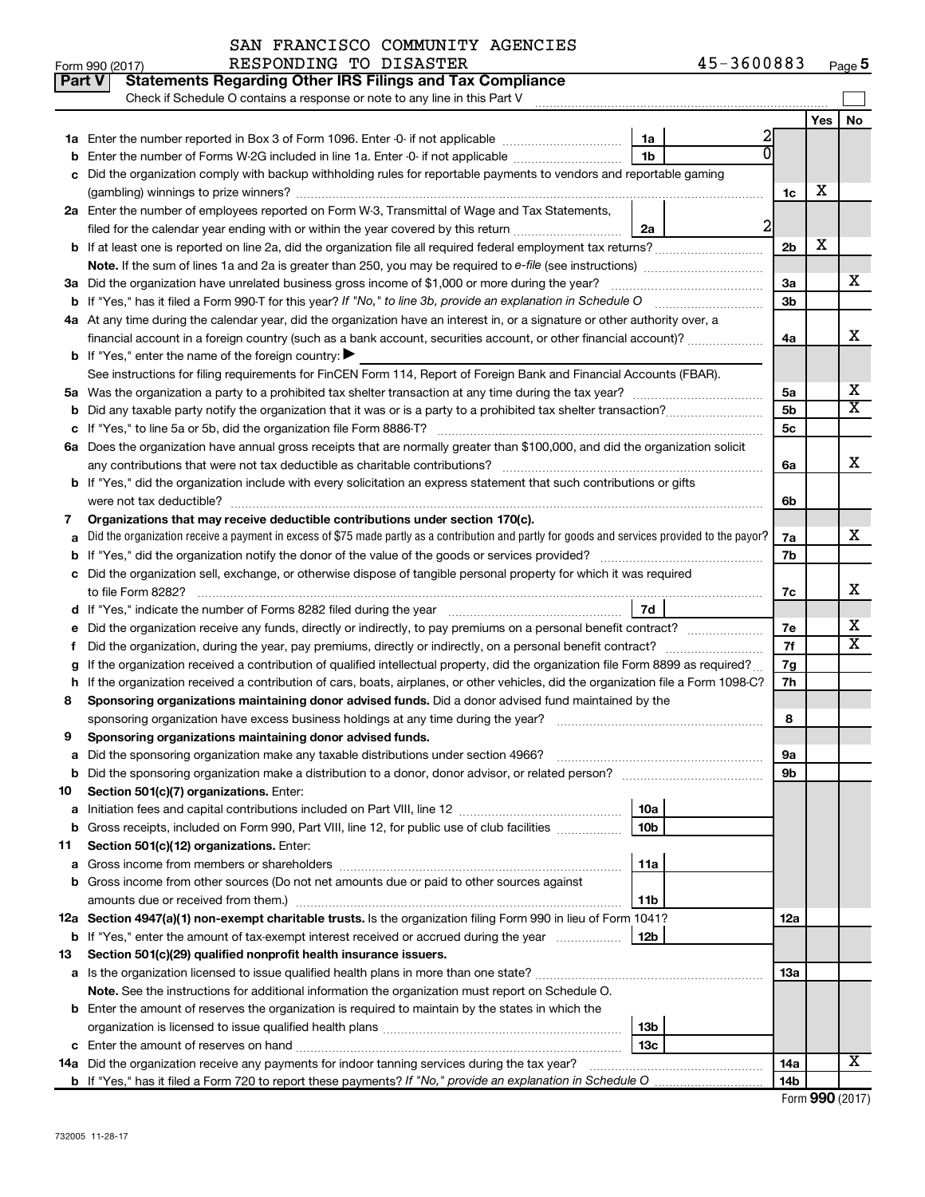SAN FRANCISCO COMMUNITY AGENCIES RESPONDING TO DISASTER 45-3600883

Form 990 (2017) Page 5

## Part V Statements Regarding Other IRS Filings and Tax Compliance

Check if Schedule O contains a response or note to any line in this Part V

| | | | | | Yes | No |
|---|---|---|---|---|---|---|
| **1a** | Enter the number reported in Box 3 of Form 1096. Enter -0- if not applicable | 1a | 2 | | | |
| **b** | Enter the number of Forms W-2G included in line 1a. Enter -0- if not applicable | 1b | 0 | | | |
| **c** | Did the organization comply with backup withholding rules for reportable payments to vendors and reportable gaming (gambling) winnings to prize winners? | | | 1c | X | |
| **2a** | Enter the number of employees reported on Form W-3, Transmittal of Wage and Tax Statements, filed for the calendar year ending with or within the year covered by this return | 2a | 2 | | | |
| **b** | If at least one is reported on line 2a, did the organization file all required federal employment tax returns? | | | 2b | X | |
| | **Note.** If the sum of lines 1a and 2a is greater than 250, you may be required to *e-file* (see instructions) | | | | | |
| **3a** | Did the organization have unrelated business gross income of $1,000 or more during the year? | | | 3a | | X |
| **b** | If "Yes," has it filed a Form 990-T for this year? *If "No," to line 3b, provide an explanation in Schedule O* | | | 3b | | |
| **4a** | At any time during the calendar year, did the organization have an interest in, or a signature or other authority over, a financial account in a foreign country (such as a bank account, securities account, or other financial account)? | | | 4a | | X |
| **b** | If "Yes," enter the name of the foreign country: ▶ | | | | | |
| | See instructions for filing requirements for FinCEN Form 114, Report of Foreign Bank and Financial Accounts (FBAR). | | | | | |
| **5a** | Was the organization a party to a prohibited tax shelter transaction at any time during the tax year? | | | 5a | | X |
| **b** | Did any taxable party notify the organization that it was or is a party to a prohibited tax shelter transaction? | | | 5b | | X |
| **c** | If "Yes," to line 5a or 5b, did the organization file Form 8886-T? | | | 5c | | |
| **6a** | Does the organization have annual gross receipts that are normally greater than $100,000, and did the organization solicit any contributions that were not tax deductible as charitable contributions? | | | 6a | | X |
| **b** | If "Yes," did the organization include with every solicitation an express statement that such contributions or gifts were not tax deductible? | | | 6b | | |
| **7** | **Organizations that may receive deductible contributions under section 170(c).** | | | | | |
| **a** | Did the organization receive a payment in excess of $75 made partly as a contribution and partly for goods and services provided to the payor? | | | 7a | | X |
| **b** | If "Yes," did the organization notify the donor of the value of the goods or services provided? | | | 7b | | |
| **c** | Did the organization sell, exchange, or otherwise dispose of tangible personal property for which it was required to file Form 8282? | | | 7c | | X |
| **d** | If "Yes," indicate the number of Forms 8282 filed during the year | 7d | | | | |
| **e** | Did the organization receive any funds, directly or indirectly, to pay premiums on a personal benefit contract? | | | 7e | | X |
| **f** | Did the organization, during the year, pay premiums, directly or indirectly, on a personal benefit contract? | | | 7f | | X |
| **g** | If the organization received a contribution of qualified intellectual property, did the organization file Form 8899 as required? | | | 7g | | |
| **h** | If the organization received a contribution of cars, boats, airplanes, or other vehicles, did the organization file a Form 1098-C? | | | 7h | | |
| **8** | **Sponsoring organizations maintaining donor advised funds.** Did a donor advised fund maintained by the sponsoring organization have excess business holdings at any time during the year? | | | 8 | | |
| **9** | **Sponsoring organizations maintaining donor advised funds.** | | | | | |
| **a** | Did the sponsoring organization make any taxable distributions under section 4966? | | | 9a | | |
| **b** | Did the sponsoring organization make a distribution to a donor, donor advisor, or related person? | | | 9b | | |
| **10** | **Section 501(c)(7) organizations.** Enter: | | | | | |
| **a** | Initiation fees and capital contributions included on Part VIII, line 12 | 10a | | | | |
| **b** | Gross receipts, included on Form 990, Part VIII, line 12, for public use of club facilities | 10b | | | | |
| **11** | **Section 501(c)(12) organizations.** Enter: | | | | | |
| **a** | Gross income from members or shareholders | 11a | | | | |
| **b** | Gross income from other sources (Do not net amounts due or paid to other sources against amounts due or received from them.) | 11b | | | | |
| **12a** | **Section 4947(a)(1) non-exempt charitable trusts.** Is the organization filing Form 990 in lieu of Form 1041? | | | 12a | | |
| **b** | If "Yes," enter the amount of tax-exempt interest received or accrued during the year | 12b | | | | |
| **13** | **Section 501(c)(29) qualified nonprofit health insurance issuers.** | | | | | |
| **a** | Is the organization licensed to issue qualified health plans in more than one state? | | | 13a | | |
| | **Note.** See the instructions for additional information the organization must report on Schedule O. | | | | | |
| **b** | Enter the amount of reserves the organization is required to maintain by the states in which the organization is licensed to issue qualified health plans | 13b | | | | |
| **c** | Enter the amount of reserves on hand | 13c | | | | |
| **14a** | Did the organization receive any payments for indoor tanning services during the tax year? | | | 14a | | X |
| **b** | If "Yes," has it filed a Form 720 to report these payments? *If "No," provide an explanation in Schedule O* | | | 14b | | |

Form **990** (2017)

732005 11-28-17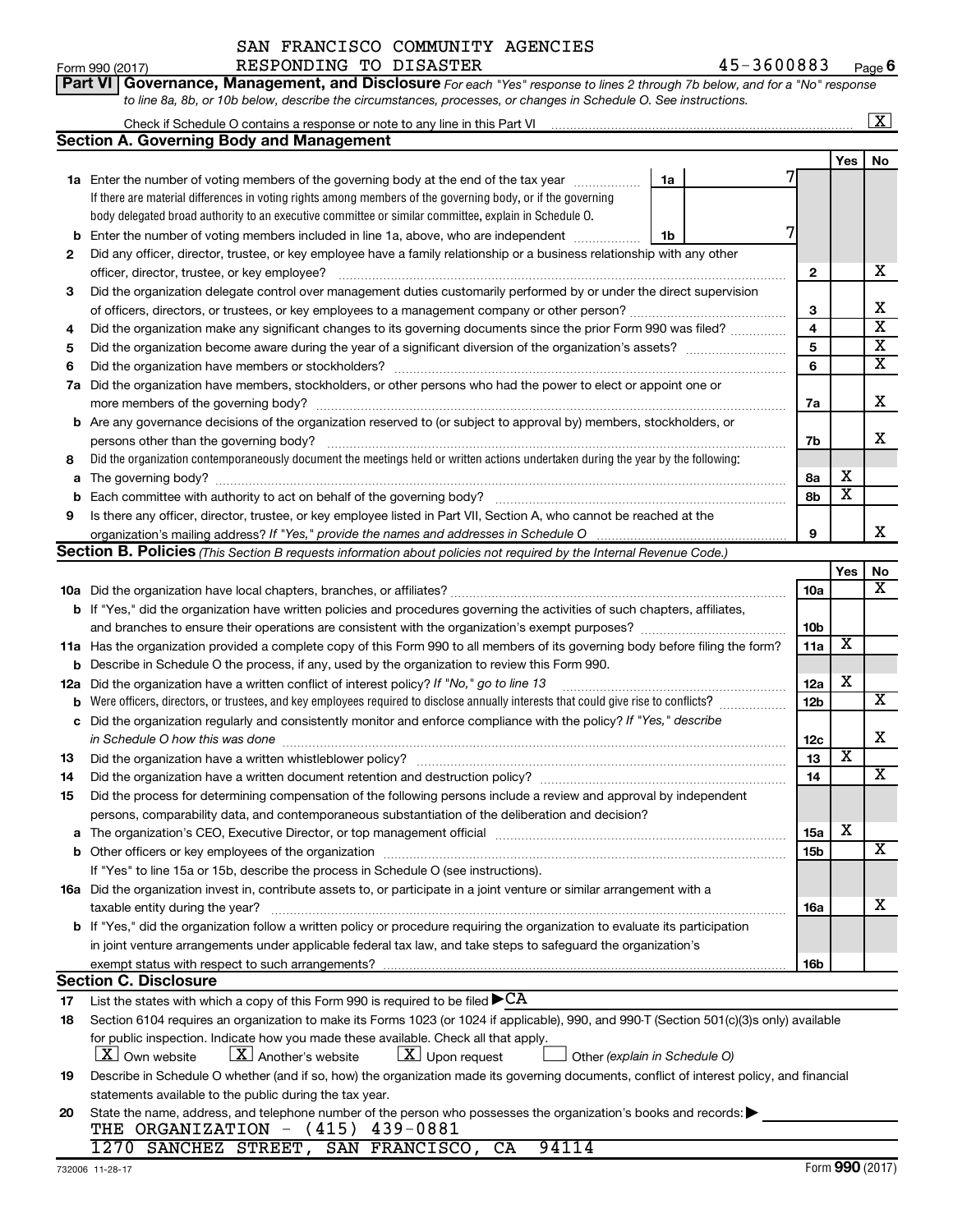SAN FRANCISCO COMMUNITY AGENCIES RESPONDING TO DISASTER 45-3600883

Form 990 (2017)

**Part VI Governance, Management, and Disclosure** *For each "Yes" response to lines 2 through 7b below, and for a "No" response to line 8a, 8b, or 10b below, describe the circumstances, processes, or changes in Schedule O. See instructions.*

Check if Schedule O contains a response or note to any line in this Part VI [X]

## Section A. Governing Body and Management

| | | | Yes | No |
|---|---|---|---|---|
| 1a | Enter the number of voting members of the governing body at the end of the tax year — 1a: 7. If there are material differences in voting rights among members of the governing body, or if the governing body delegated broad authority to an executive committee or similar committee, explain in Schedule O. | | | |
| b | Enter the number of voting members included in line 1a, above, who are independent — 1b: 7 | | | |
| 2 | Did any officer, director, trustee, or key employee have a family relationship or a business relationship with any other officer, director, trustee, or key employee? | 2 | | X |
| 3 | Did the organization delegate control over management duties customarily performed by or under the direct supervision of officers, directors, or trustees, or key employees to a management company or other person? | 3 | | X |
| 4 | Did the organization make any significant changes to its governing documents since the prior Form 990 was filed? | 4 | | X |
| 5 | Did the organization become aware during the year of a significant diversion of the organization's assets? | 5 | | X |
| 6 | Did the organization have members or stockholders? | 6 | | X |
| 7a | Did the organization have members, stockholders, or other persons who had the power to elect or appoint one or more members of the governing body? | 7a | | X |
| b | Are any governance decisions of the organization reserved to (or subject to approval by) members, stockholders, or persons other than the governing body? | 7b | | X |
| 8 | Did the organization contemporaneously document the meetings held or written actions undertaken during the year by the following: | | | |
| a | The governing body? | 8a | X | |
| b | Each committee with authority to act on behalf of the governing body? | 8b | X | |
| 9 | Is there any officer, director, trustee, or key employee listed in Part VII, Section A, who cannot be reached at the organization's mailing address? *If "Yes," provide the names and addresses in Schedule O* | 9 | | X |

## Section B. Policies *(This Section B requests information about policies not required by the Internal Revenue Code.)*

| | | | Yes | No |
|---|---|---|---|---|
| 10a | Did the organization have local chapters, branches, or affiliates? | 10a | | X |
| b | If "Yes," did the organization have written policies and procedures governing the activities of such chapters, affiliates, and branches to ensure their operations are consistent with the organization's exempt purposes? | 10b | | |
| 11a | Has the organization provided a complete copy of this Form 990 to all members of its governing body before filing the form? | 11a | X | |
| b | Describe in Schedule O the process, if any, used by the organization to review this Form 990. | | | |
| 12a | Did the organization have a written conflict of interest policy? *If "No," go to line 13* | 12a | X | |
| b | Were officers, directors, or trustees, and key employees required to disclose annually interests that could give rise to conflicts? | 12b | | X |
| c | Did the organization regularly and consistently monitor and enforce compliance with the policy? *If "Yes," describe in Schedule O how this was done* | 12c | | X |
| 13 | Did the organization have a written whistleblower policy? | 13 | X | |
| 14 | Did the organization have a written document retention and destruction policy? | 14 | | X |
| 15 | Did the process for determining compensation of the following persons include a review and approval by independent persons, comparability data, and contemporaneous substantiation of the deliberation and decision? | | | |
| a | The organization's CEO, Executive Director, or top management official | 15a | X | |
| b | Other officers or key employees of the organization | 15b | | X |
| | If "Yes" to line 15a or 15b, describe the process in Schedule O (see instructions). | | | |
| 16a | Did the organization invest in, contribute assets to, or participate in a joint venture or similar arrangement with a taxable entity during the year? | 16a | | X |
| b | If "Yes," did the organization follow a written policy or procedure requiring the organization to evaluate its participation in joint venture arrangements under applicable federal tax law, and take steps to safeguard the organization's exempt status with respect to such arrangements? | 16b | | |

## Section C. Disclosure

17 List the states with which a copy of this Form 990 is required to be filed ▶ CA

18 Section 6104 requires an organization to make its Forms 1023 (or 1024 if applicable), 990, and 990-T (Section 501(c)(3)s only) available for public inspection. Indicate how you made these available. Check all that apply.

[X] Own website [X] Another's website [X] Upon request [ ] Other *(explain in Schedule O)*

19 Describe in Schedule O whether (and if so, how) the organization made its governing documents, conflict of interest policy, and financial statements available to the public during the tax year.

20 State the name, address, and telephone number of the person who possesses the organization's books and records: ▶

THE ORGANIZATION - (415) 439-0881

1270 SANCHEZ STREET, SAN FRANCISCO, CA 94114

732006 11-28-17 Form **990** (2017)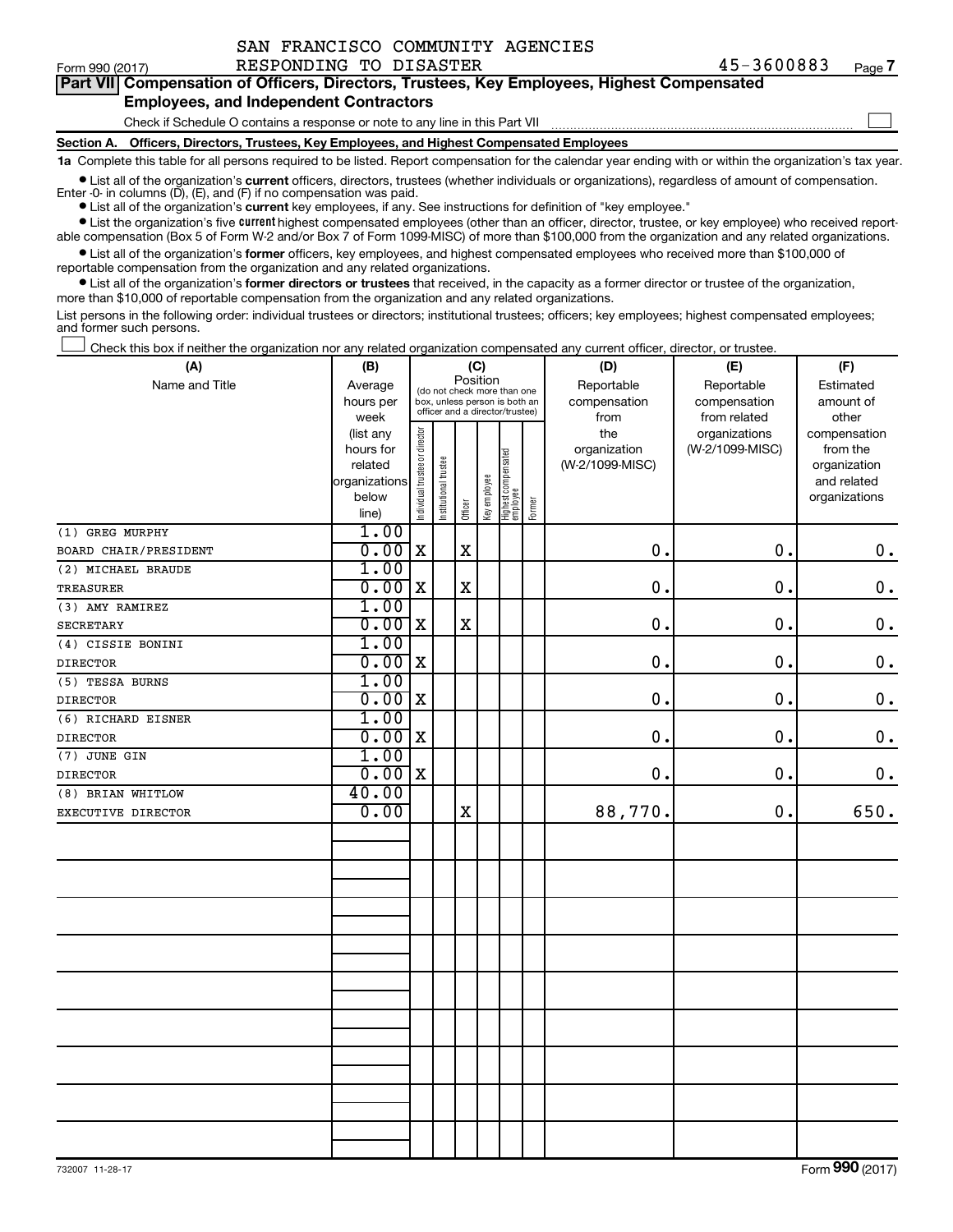SAN FRANCISCO COMMUNITY AGENCIES RESPONDING TO DISASTER 45-3600883

Form 990 (2017) Page 7

**Part VII Compensation of Officers, Directors, Trustees, Key Employees, Highest Compensated Employees, and Independent Contractors**

Check if Schedule O contains a response or note to any line in this Part VII

**Section A. Officers, Directors, Trustees, Key Employees, and Highest Compensated Employees**

**1a** Complete this table for all persons required to be listed. Report compensation for the calendar year ending with or within the organization's tax year.

- List all of the organization's **current** officers, directors, trustees (whether individuals or organizations), regardless of amount of compensation. Enter -0- in columns (D), (E), and (F) if no compensation was paid.
- List all of the organization's **current** key employees, if any. See instructions for definition of "key employee."
- List the organization's five **current** highest compensated employees (other than an officer, director, trustee, or key employee) who received reportable compensation (Box 5 of Form W-2 and/or Box 7 of Form 1099-MISC) of more than $100,000 from the organization and any related organizations.
- List all of the organization's **former** officers, key employees, and highest compensated employees who received more than $100,000 of reportable compensation from the organization and any related organizations.
- List all of the organization's **former directors or trustees** that received, in the capacity as a former director or trustee of the organization, more than $10,000 of reportable compensation from the organization and any related organizations.

List persons in the following order: individual trustees or directors; institutional trustees; officers; key employees; highest compensated employees; and former such persons.

Check this box if neither the organization nor any related organization compensated any current officer, director, or trustee.

| (A) Name and Title | (B) Average hours per week (list any hours for related organizations below line) | (C) Position: Individual trustee or director | Institutional trustee | Officer | Key employee | Highest compensated employee | Former | (D) Reportable compensation from the organization (W-2/1099-MISC) | (E) Reportable compensation from related organizations (W-2/1099-MISC) | (F) Estimated amount of other compensation from the organization and related organizations |
|---|---|---|---|---|---|---|---|---|---|---|
| (1) GREG MURPHY<br>BOARD CHAIR/PRESIDENT | 1.00<br>0.00 | X | | X | | | | 0. | 0. | 0. |
| (2) MICHAEL BRAUDE<br>TREASURER | 1.00<br>0.00 | X | | X | | | | 0. | 0. | 0. |
| (3) AMY RAMIREZ<br>SECRETARY | 1.00<br>0.00 | X | | X | | | | 0. | 0. | 0. |
| (4) CISSIE BONINI<br>DIRECTOR | 1.00<br>0.00 | X | | | | | | 0. | 0. | 0. |
| (5) TESSA BURNS<br>DIRECTOR | 1.00<br>0.00 | X | | | | | | 0. | 0. | 0. |
| (6) RICHARD EISNER<br>DIRECTOR | 1.00<br>0.00 | X | | | | | | 0. | 0. | 0. |
| (7) JUNE GIN<br>DIRECTOR | 1.00<br>0.00 | X | | | | | | 0. | 0. | 0. |
| (8) BRIAN WHITLOW<br>EXECUTIVE DIRECTOR | 40.00<br>0.00 | | | X | | | | 88,770. | 0. | 650. |

Form **990** (2017)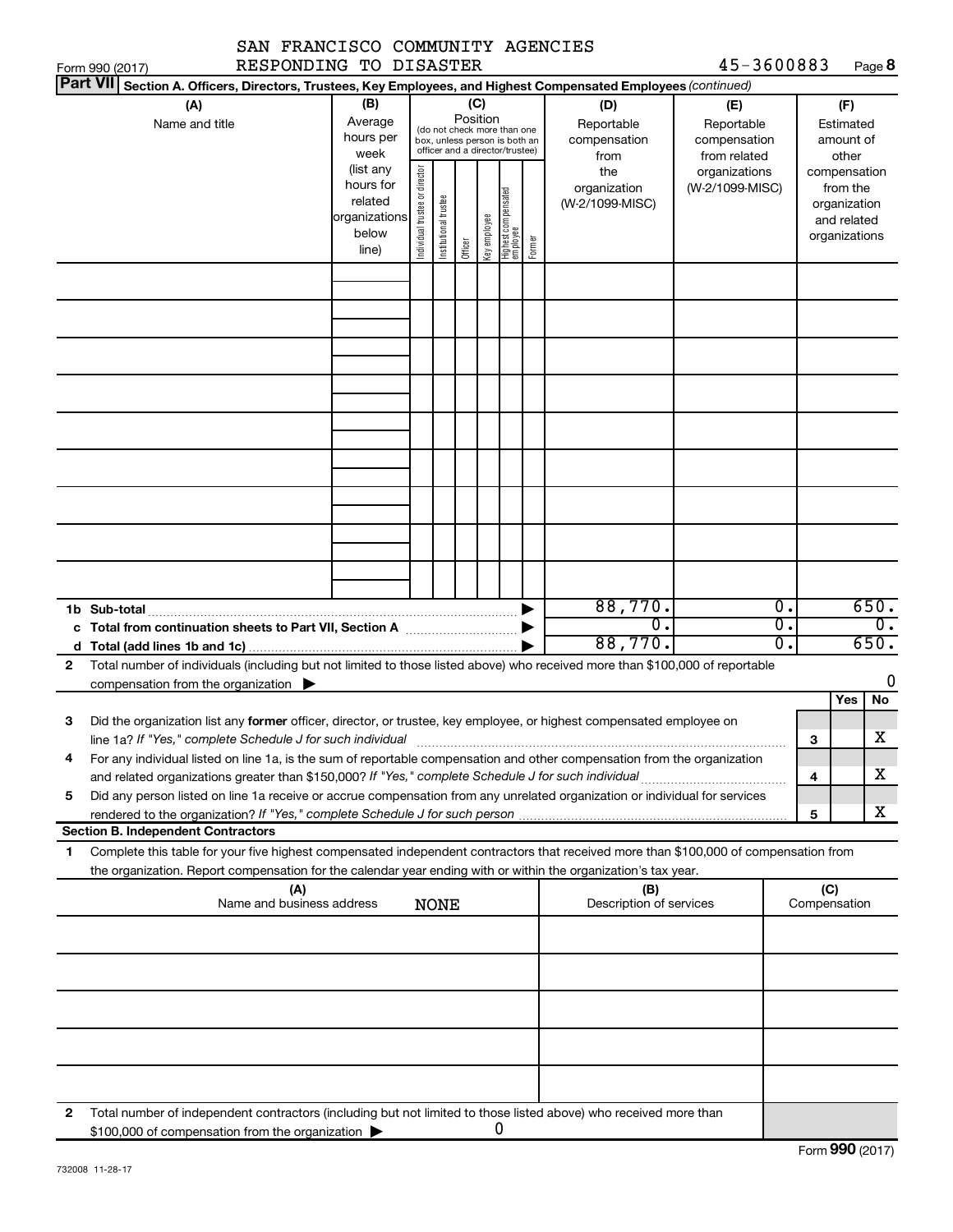SAN FRANCISCO COMMUNITY AGENCIES RESPONDING TO DISASTER 45-3600883

Form 990 (2017)

**Part VII Section A. Officers, Directors, Trustees, Key Employees, and Highest Compensated Employees** *(continued)*

| (A) Name and title | (B) Average hours per week (list any hours for related organizations below line) | (C) Position (do not check more than one box, unless person is both an officer and a director/trustee): Individual trustee or director | Institutional trustee | Officer | Key employee | Highest compensated employee | Former | (D) Reportable compensation from the organization (W-2/1099-MISC) | (E) Reportable compensation from related organizations (W-2/1099-MISC) | (F) Estimated amount of other compensation from the organization and related organizations |
|---|---|---|---|---|---|---|---|---|---|---|
| | | | | | | | | | | |
| | | | | | | | | | | |
| | | | | | | | | | | |
| | | | | | | | | | | |
| | | | | | | | | | | |
| | | | | | | | | | | |
| | | | | | | | | | | |
| | | | | | | | | | | |
| | | | | | | | | | | |
| **1b Sub-total** | | | | | | | | 88,770. | 0. | 650. |
| **c Total from continuation sheets to Part VII, Section A** | | | | | | | | 0. | 0. | 0. |
| **d Total (add lines 1b and 1c)** | | | | | | | | 88,770. | 0. | 650. |

**2** Total number of individuals (including but not limited to those listed above) who received more than $100,000 of reportable compensation from the organization ▶ 0

| | | | Yes | No |
|---|---|---|---|---|
| **3** | Did the organization list any **former** officer, director, or trustee, key employee, or highest compensated employee on line 1a? *If "Yes," complete Schedule J for such individual* | 3 | | X |
| **4** | For any individual listed on line 1a, is the sum of reportable compensation and other compensation from the organization and related organizations greater than $150,000? *If "Yes," complete Schedule J for such individual* | 4 | | X |
| **5** | Did any person listed on line 1a receive or accrue compensation from any unrelated organization or individual for services rendered to the organization? *If "Yes," complete Schedule J for such person* | 5 | | X |

**Section B. Independent Contractors**

**1** Complete this table for your five highest compensated independent contractors that received more than $100,000 of compensation from the organization. Report compensation for the calendar year ending with or within the organization's tax year.

| (A) Name and business address | (B) Description of services | (C) Compensation |
|---|---|---|
| NONE | | |
| | | |
| | | |
| | | |
| | | |

**2** Total number of independent contractors (including but not limited to those listed above) who received more than $100,000 of compensation from the organization ▶ 0

Form **990** (2017)

732008 11-28-17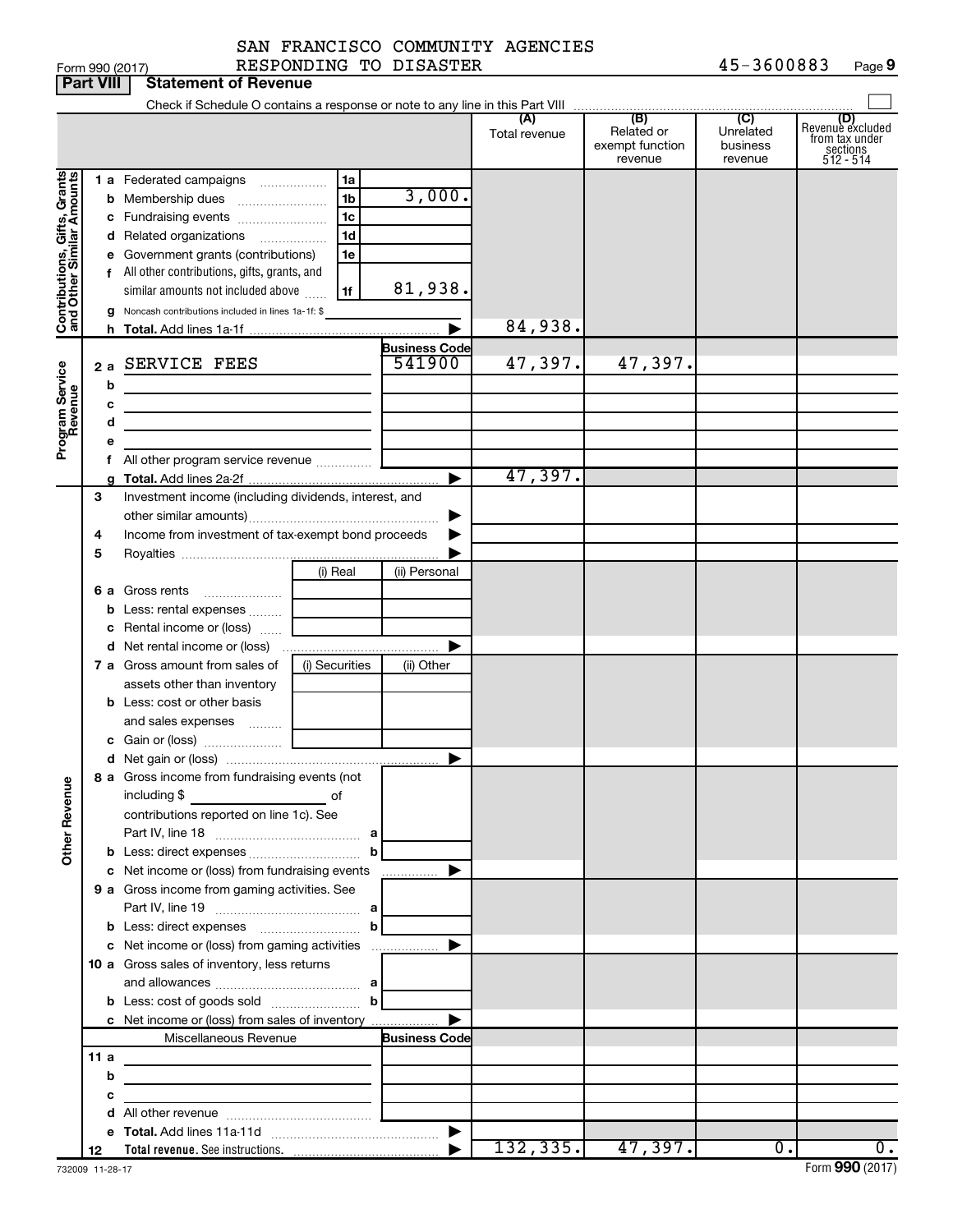SAN FRANCISCO COMMUNITY AGENCIES RESPONDING TO DISASTER 45-3600883

Form 990 (2017)

## Part VIII Statement of Revenue

Check if Schedule O contains a response or note to any line in this Part VIII

| | | | | (A) Total revenue | (B) Related or exempt function revenue | (C) Unrelated business revenue | (D) Revenue excluded from tax under sections 512 - 514 |
|---|---|---|---|---|---|---|---|
| **Contributions, Gifts, Grants and Other Similar Amounts** | 1 a Federated campaigns | 1a | | | | | |
| | b Membership dues | 1b | 3,000. | | | | |
| | c Fundraising events | 1c | | | | | |
| | d Related organizations | 1d | | | | | |
| | e Government grants (contributions) | 1e | | | | | |
| | f All other contributions, gifts, grants, and similar amounts not included above | 1f | 81,938. | | | | |
| | g Noncash contributions included in lines 1a-1f: $ | | | | | | |
| | h **Total.** Add lines 1a-1f | | | 84,938. | | | |
| **Program Service Revenue** | | | Business Code | | | | |
| | 2 a SERVICE FEES | | 541900 | 47,397. | 47,397. | | |
| | b | | | | | | |
| | c | | | | | | |
| | d | | | | | | |
| | e | | | | | | |
| | f All other program service revenue | | | | | | |
| | g **Total.** Add lines 2a-2f | | | 47,397. | | | |
| | 3 Investment income (including dividends, interest, and other similar amounts) | | | | | | |
| | 4 Income from investment of tax-exempt bond proceeds | | | | | | |
| | 5 Royalties | | | | | | |
| | | (i) Real | (ii) Personal | | | | |
| | 6 a Gross rents | | | | | | |
| | b Less: rental expenses | | | | | | |
| | c Rental income or (loss) | | | | | | |
| | d Net rental income or (loss) | | | | | | |
| | 7 a Gross amount from sales of assets other than inventory | (i) Securities | (ii) Other | | | | |
| | b Less: cost or other basis and sales expenses | | | | | | |
| | c Gain or (loss) | | | | | | |
| | d Net gain or (loss) | | | | | | |
| **Other Revenue** | 8 a Gross income from fundraising events (not including $ of contributions reported on line 1c). See Part IV, line 18 | a | | | | | |
| | b Less: direct expenses | b | | | | | |
| | c Net income or (loss) from fundraising events | | | | | | |
| | 9 a Gross income from gaming activities. See Part IV, line 19 | a | | | | | |
| | b Less: direct expenses | b | | | | | |
| | c Net income or (loss) from gaming activities | | | | | | |
| | 10 a Gross sales of inventory, less returns and allowances | a | | | | | |
| | b Less: cost of goods sold | b | | | | | |
| | c Net income or (loss) from sales of inventory | | | | | | |
| | Miscellaneous Revenue | | Business Code | | | | |
| | 11 a | | | | | | |
| | b | | | | | | |
| | c | | | | | | |
| | d All other revenue | | | | | | |
| | e **Total.** Add lines 11a-11d | | | | | | |
| | 12 **Total revenue.** See instructions. | | | 132,335. | 47,397. | 0. | 0. |

732009 11-28-17

Form **990** (2017)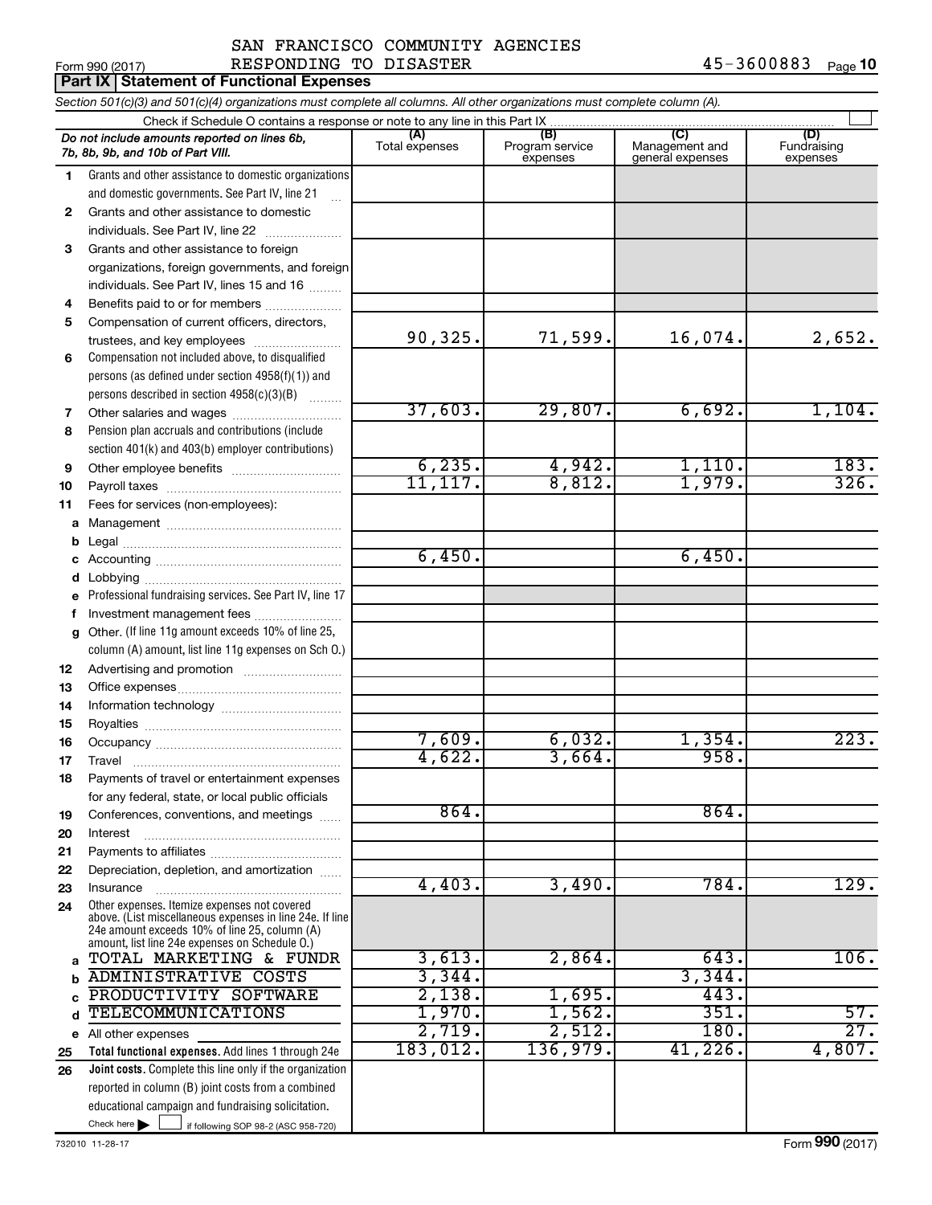SAN FRANCISCO COMMUNITY AGENCIES RESPONDING TO DISASTER 45-3600883

Form 990 (2017)

## Part IX Statement of Functional Expenses

*Section 501(c)(3) and 501(c)(4) organizations must complete all columns. All other organizations must complete column (A).*

Check if Schedule O contains a response or note to any line in this Part IX

| | *Do not include amounts reported on lines 6b, 7b, 8b, 9b, and 10b of Part VIII.* | (A) Total expenses | (B) Program service expenses | (C) Management and general expenses | (D) Fundraising expenses |
|---|---|---|---|---|---|
| 1 | Grants and other assistance to domestic organizations and domestic governments. See Part IV, line 21 | | | | |
| 2 | Grants and other assistance to domestic individuals. See Part IV, line 22 | | | | |
| 3 | Grants and other assistance to foreign organizations, foreign governments, and foreign individuals. See Part IV, lines 15 and 16 | | | | |
| 4 | Benefits paid to or for members | | | | |
| 5 | Compensation of current officers, directors, trustees, and key employees | 90,325. | 71,599. | 16,074. | 2,652. |
| 6 | Compensation not included above, to disqualified persons (as defined under section 4958(f)(1)) and persons described in section 4958(c)(3)(B) | | | | |
| 7 | Other salaries and wages | 37,603. | 29,807. | 6,692. | 1,104. |
| 8 | Pension plan accruals and contributions (include section 401(k) and 403(b) employer contributions) | | | | |
| 9 | Other employee benefits | 6,235. | 4,942. | 1,110. | 183. |
| 10 | Payroll taxes | 11,117. | 8,812. | 1,979. | 326. |
| 11 | Fees for services (non-employees): | | | | |
| a | Management | | | | |
| b | Legal | | | | |
| c | Accounting | 6,450. | | 6,450. | |
| d | Lobbying | | | | |
| e | Professional fundraising services. See Part IV, line 17 | | | | |
| f | Investment management fees | | | | |
| g | Other. (If line 11g amount exceeds 10% of line 25, column (A) amount, list line 11g expenses on Sch O.) | | | | |
| 12 | Advertising and promotion | | | | |
| 13 | Office expenses | | | | |
| 14 | Information technology | | | | |
| 15 | Royalties | | | | |
| 16 | Occupancy | 7,609. | 6,032. | 1,354. | 223. |
| 17 | Travel | 4,622. | 3,664. | 958. | |
| 18 | Payments of travel or entertainment expenses for any federal, state, or local public officials | | | | |
| 19 | Conferences, conventions, and meetings | 864. | | 864. | |
| 20 | Interest | | | | |
| 21 | Payments to affiliates | | | | |
| 22 | Depreciation, depletion, and amortization | | | | |
| 23 | Insurance | 4,403. | 3,490. | 784. | 129. |
| 24 | Other expenses. Itemize expenses not covered above. (List miscellaneous expenses in line 24e. If line 24e amount exceeds 10% of line 25, column (A) amount, list line 24e expenses on Schedule O.) | | | | |
| a | TOTAL MARKETING & FUNDR | 3,613. | 2,864. | 643. | 106. |
| b | ADMINISTRATIVE COSTS | 3,344. | | 3,344. | |
| c | PRODUCTIVITY SOFTWARE | 2,138. | 1,695. | 443. | |
| d | TELECOMMUNICATIONS | 1,970. | 1,562. | 351. | 57. |
| e | All other expenses | 2,719. | 2,512. | 180. | 27. |
| 25 | **Total functional expenses.** Add lines 1 through 24e | 183,012. | 136,979. | 41,226. | 4,807. |
| 26 | **Joint costs.** Complete this line only if the organization reported in column (B) joint costs from a combined educational campaign and fundraising solicitation. Check here ☐ if following SOP 98-2 (ASC 958-720) | | | | |

732010 11-28-17

Form **990** (2017)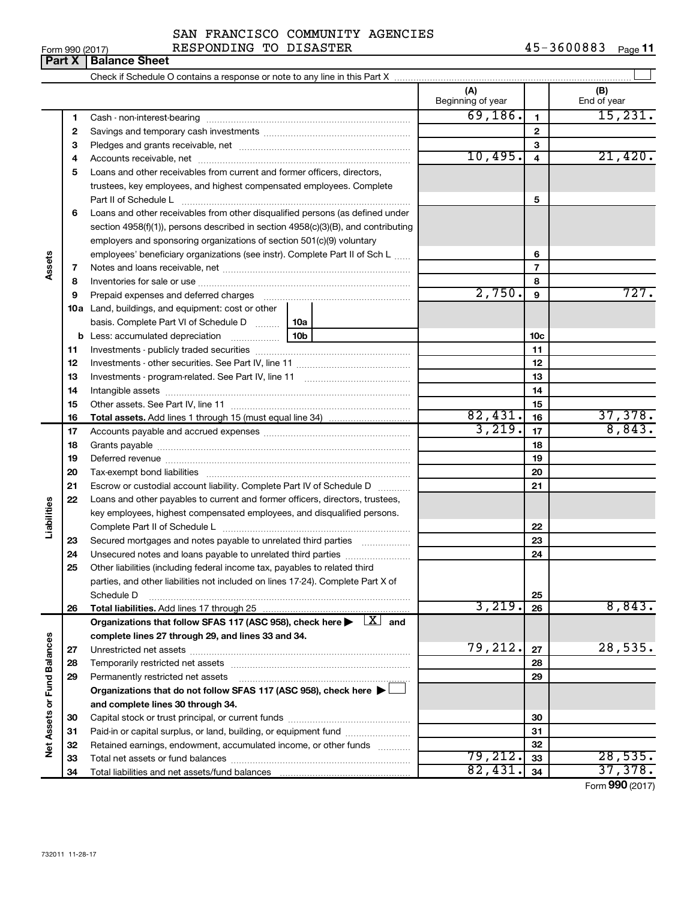SAN FRANCISCO COMMUNITY AGENCIES RESPONDING TO DISASTER

Form 990 (2017) 45-3600883 Page 11

## Part X Balance Sheet

Check if Schedule O contains a response or note to any line in this Part X

| | | | (A) Beginning of year | | (B) End of year |
|---|---|---|---|---|---|
| Assets | 1 | Cash - non-interest-bearing | 69,186. | 1 | 15,231. |
| | 2 | Savings and temporary cash investments | | 2 | |
| | 3 | Pledges and grants receivable, net | | 3 | |
| | 4 | Accounts receivable, net | 10,495. | 4 | 21,420. |
| | 5 | Loans and other receivables from current and former officers, directors, trustees, key employees, and highest compensated employees. Complete Part II of Schedule L | | 5 | |
| | 6 | Loans and other receivables from other disqualified persons (as defined under section 4958(f)(1)), persons described in section 4958(c)(3)(B), and contributing employers and sponsoring organizations of section 501(c)(9) voluntary employees' beneficiary organizations (see instr). Complete Part II of Sch L | | 6 | |
| | 7 | Notes and loans receivable, net | | 7 | |
| | 8 | Inventories for sale or use | | 8 | |
| | 9 | Prepaid expenses and deferred charges | 2,750. | 9 | 727. |
| | 10a | Land, buildings, and equipment: cost or other basis. Complete Part VI of Schedule D 10a | | | |
| | b | Less: accumulated depreciation 10b | | 10c | |
| | 11 | Investments - publicly traded securities | | 11 | |
| | 12 | Investments - other securities. See Part IV, line 11 | | 12 | |
| | 13 | Investments - program-related. See Part IV, line 11 | | 13 | |
| | 14 | Intangible assets | | 14 | |
| | 15 | Other assets. See Part IV, line 11 | | 15 | |
| | 16 | **Total assets.** Add lines 1 through 15 (must equal line 34) | 82,431. | 16 | 37,378. |
| Liabilities | 17 | Accounts payable and accrued expenses | 3,219. | 17 | 8,843. |
| | 18 | Grants payable | | 18 | |
| | 19 | Deferred revenue | | 19 | |
| | 20 | Tax-exempt bond liabilities | | 20 | |
| | 21 | Escrow or custodial account liability. Complete Part IV of Schedule D | | 21 | |
| | 22 | Loans and other payables to current and former officers, directors, trustees, key employees, highest compensated employees, and disqualified persons. Complete Part II of Schedule L | | 22 | |
| | 23 | Secured mortgages and notes payable to unrelated third parties | | 23 | |
| | 24 | Unsecured notes and loans payable to unrelated third parties | | 24 | |
| | 25 | Other liabilities (including federal income tax, payables to related third parties, and other liabilities not included on lines 17-24). Complete Part X of Schedule D | | 25 | |
| | 26 | **Total liabilities.** Add lines 17 through 25 | 3,219. | 26 | 8,843. |
| Net Assets or Fund Balances | | **Organizations that follow SFAS 117 (ASC 958), check here ▶ [X] and complete lines 27 through 29, and lines 33 and 34.** | | | |
| | 27 | Unrestricted net assets | 79,212. | 27 | 28,535. |
| | 28 | Temporarily restricted net assets | | 28 | |
| | 29 | Permanently restricted net assets | | 29 | |
| | | **Organizations that do not follow SFAS 117 (ASC 958), check here ▶ [ ] and complete lines 30 through 34.** | | | |
| | 30 | Capital stock or trust principal, or current funds | | 30 | |
| | 31 | Paid-in or capital surplus, or land, building, or equipment fund | | 31 | |
| | 32 | Retained earnings, endowment, accumulated income, or other funds | | 32 | |
| | 33 | Total net assets or fund balances | 79,212. | 33 | 28,535. |
| | 34 | Total liabilities and net assets/fund balances | 82,431. | 34 | 37,378. |

Form **990** (2017)

732011 11-28-17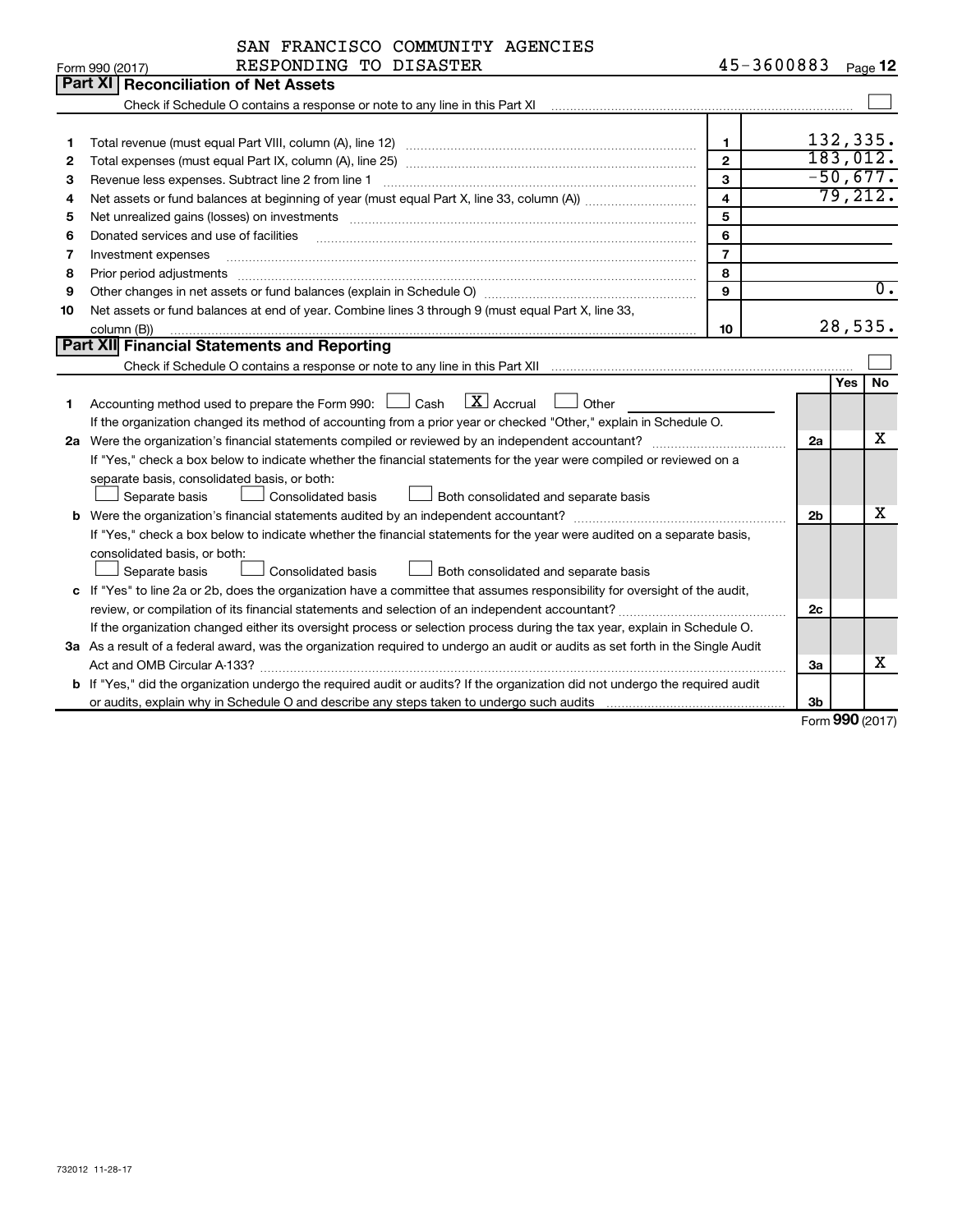SAN FRANCISCO COMMUNITY AGENCIES RESPONDING TO DISASTER 45-3600883

Form 990 (2017) Page 12

## Part XI Reconciliation of Net Assets

Check if Schedule O contains a response or note to any line in this Part XI ☐

| | | | |
|---|---|---|---|
| 1 | Total revenue (must equal Part VIII, column (A), line 12) | 1 | 132,335. |
| 2 | Total expenses (must equal Part IX, column (A), line 25) | 2 | 183,012. |
| 3 | Revenue less expenses. Subtract line 2 from line 1 | 3 | -50,677. |
| 4 | Net assets or fund balances at beginning of year (must equal Part X, line 33, column (A)) | 4 | 79,212. |
| 5 | Net unrealized gains (losses) on investments | 5 | |
| 6 | Donated services and use of facilities | 6 | |
| 7 | Investment expenses | 7 | |
| 8 | Prior period adjustments | 8 | |
| 9 | Other changes in net assets or fund balances (explain in Schedule O) | 9 | 0. |
| 10 | Net assets or fund balances at end of year. Combine lines 3 through 9 (must equal Part X, line 33, column (B)) | 10 | 28,535. |

## Part XII Financial Statements and Reporting

Check if Schedule O contains a response or note to any line in this Part XII ☐

| | | | Yes | No |
|---|---|---|---|---|
| 1 | Accounting method used to prepare the Form 990: ☐ Cash ☒ Accrual ☐ Other<br>If the organization changed its method of accounting from a prior year or checked "Other," explain in Schedule O. | | | |
| 2a | Were the organization's financial statements compiled or reviewed by an independent accountant?<br>If "Yes," check a box below to indicate whether the financial statements for the year were compiled or reviewed on a separate basis, consolidated basis, or both:<br>☐ Separate basis ☐ Consolidated basis ☐ Both consolidated and separate basis | 2a | | X |
| b | Were the organization's financial statements audited by an independent accountant?<br>If "Yes," check a box below to indicate whether the financial statements for the year were audited on a separate basis, consolidated basis, or both:<br>☐ Separate basis ☐ Consolidated basis ☐ Both consolidated and separate basis | 2b | | X |
| c | If "Yes" to line 2a or 2b, does the organization have a committee that assumes responsibility for oversight of the audit, review, or compilation of its financial statements and selection of an independent accountant?<br>If the organization changed either its oversight process or selection process during the tax year, explain in Schedule O. | 2c | | |
| 3a | As a result of a federal award, was the organization required to undergo an audit or audits as set forth in the Single Audit Act and OMB Circular A-133? | 3a | | X |
| b | If "Yes," did the organization undergo the required audit or audits? If the organization did not undergo the required audit or audits, explain why in Schedule O and describe any steps taken to undergo such audits | 3b | | |

Form 990 (2017)

732012 11-28-17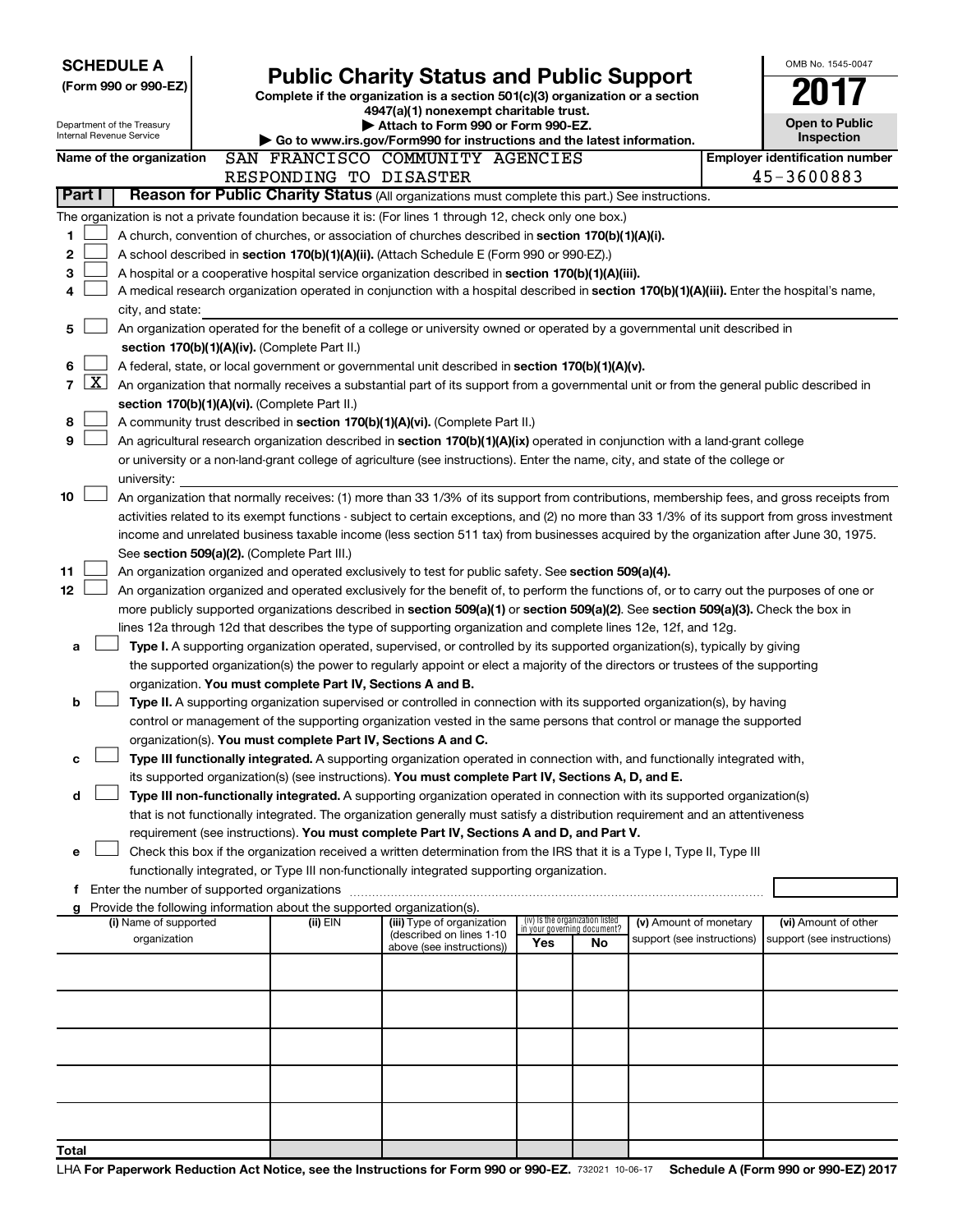**SCHEDULE A**
**(Form 990 or 990-EZ)**

Department of the Treasury
Internal Revenue Service

# Public Charity Status and Public Support

**Complete if the organization is a section 501(c)(3) organization or a section 4947(a)(1) nonexempt charitable trust.**
**▶ Attach to Form 990 or Form 990-EZ.**
**▶ Go to www.irs.gov/Form990 for instructions and the latest information.**

OMB No. 1545-0047
**2017**
**Open to Public Inspection**

**Name of the organization** SAN FRANCISCO COMMUNITY AGENCIES RESPONDING TO DISASTER

**Employer identification number** 45-3600883

**Part I** **Reason for Public Charity Status** (All organizations must complete this part.) See instructions.

The organization is not a private foundation because it is: (For lines 1 through 12, check only one box.)

1 ☐ A church, convention of churches, or association of churches described in **section 170(b)(1)(A)(i).**

2 ☐ A school described in **section 170(b)(1)(A)(ii).** (Attach Schedule E (Form 990 or 990-EZ).)

3 ☐ A hospital or a cooperative hospital service organization described in **section 170(b)(1)(A)(iii).**

4 ☐ A medical research organization operated in conjunction with a hospital described in **section 170(b)(1)(A)(iii).** Enter the hospital's name, city, and state: ______

5 ☐ An organization operated for the benefit of a college or university owned or operated by a governmental unit described in **section 170(b)(1)(A)(iv).** (Complete Part II.)

6 ☐ A federal, state, or local government or governmental unit described in **section 170(b)(1)(A)(v).**

7 ☒ An organization that normally receives a substantial part of its support from a governmental unit or from the general public described in **section 170(b)(1)(A)(vi).** (Complete Part II.)

8 ☐ A community trust described in **section 170(b)(1)(A)(vi).** (Complete Part II.)

9 ☐ An agricultural research organization described in **section 170(b)(1)(A)(ix)** operated in conjunction with a land-grant college or university or a non-land-grant college of agriculture (see instructions). Enter the name, city, and state of the college or university: ______

10 ☐ An organization that normally receives: (1) more than 33 1/3% of its support from contributions, membership fees, and gross receipts from activities related to its exempt functions - subject to certain exceptions, and (2) no more than 33 1/3% of its support from gross investment income and unrelated business taxable income (less section 511 tax) from businesses acquired by the organization after June 30, 1975. See **section 509(a)(2).** (Complete Part III.)

11 ☐ An organization organized and operated exclusively to test for public safety. See **section 509(a)(4).**

12 ☐ An organization organized and operated exclusively for the benefit of, to perform the functions of, or to carry out the purposes of one or more publicly supported organizations described in **section 509(a)(1)** or **section 509(a)(2)**. See **section 509(a)(3).** Check the box in lines 12a through 12d that describes the type of supporting organization and complete lines 12e, 12f, and 12g.

a ☐ **Type I.** A supporting organization operated, supervised, or controlled by its supported organization(s), typically by giving the supported organization(s) the power to regularly appoint or elect a majority of the directors or trustees of the supporting organization. **You must complete Part IV, Sections A and B.**

b ☐ **Type II.** A supporting organization supervised or controlled in connection with its supported organization(s), by having control or management of the supporting organization vested in the same persons that control or manage the supported organization(s). **You must complete Part IV, Sections A and C.**

c ☐ **Type III functionally integrated.** A supporting organization operated in connection with, and functionally integrated with, its supported organization(s) (see instructions). **You must complete Part IV, Sections A, D, and E.**

d ☐ **Type III non-functionally integrated.** A supporting organization operated in connection with its supported organization(s) that is not functionally integrated. The organization generally must satisfy a distribution requirement and an attentiveness requirement (see instructions). **You must complete Part IV, Sections A and D, and Part V.**

e ☐ Check this box if the organization received a written determination from the IRS that it is a Type I, Type II, Type III functionally integrated, or Type III non-functionally integrated supporting organization.

f Enter the number of supported organizations ______

g Provide the following information about the supported organization(s).

| (i) Name of supported organization | (ii) EIN | (iii) Type of organization (described on lines 1-10 above (see instructions)) | (iv) Is the organization listed in your governing document? Yes | No | (v) Amount of monetary support (see instructions) | (vi) Amount of other support (see instructions) |
|---|---|---|---|---|---|---|
| | | | | | | |
| | | | | | | |
| | | | | | | |
| | | | | | | |
| | | | | | | |
| Total | | | | | | |

LHA **For Paperwork Reduction Act Notice, see the Instructions for Form 990 or 990-EZ.** 732021 10-06-17 **Schedule A (Form 990 or 990-EZ) 2017**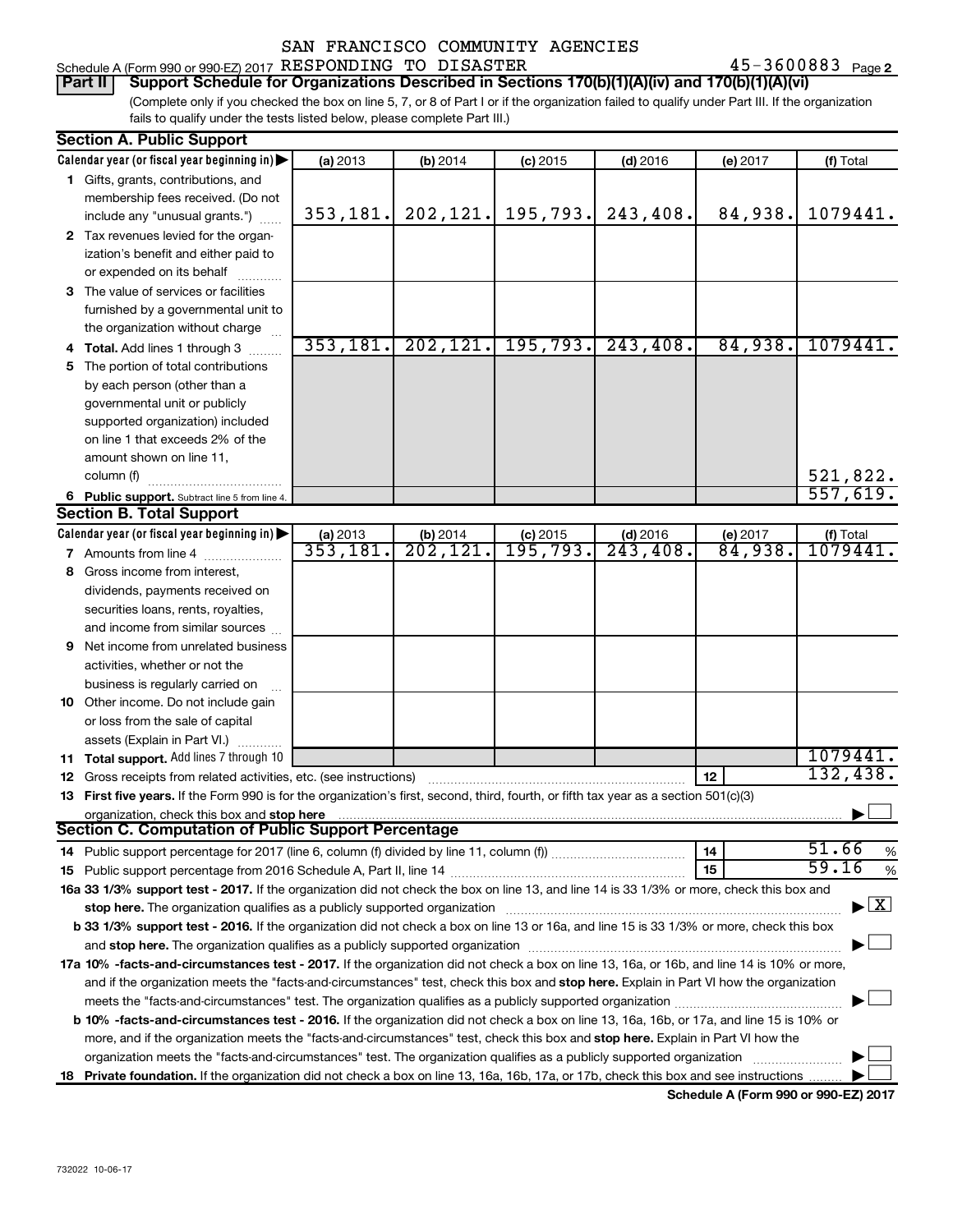SAN FRANCISCO COMMUNITY AGENCIES

Schedule A (Form 990 or 990-EZ) 2017 RESPONDING TO DISASTER 45-3600883 Page 2

**Part II Support Schedule for Organizations Described in Sections 170(b)(1)(A)(iv) and 170(b)(1)(A)(vi)**

(Complete only if you checked the box on line 5, 7, or 8 of Part I or if the organization failed to qualify under Part III. If the organization fails to qualify under the tests listed below, please complete Part III.)

**Section A. Public Support**

| Calendar year (or fiscal year beginning in) | (a) 2013 | (b) 2014 | (c) 2015 | (d) 2016 | (e) 2017 | (f) Total |
|---|---|---|---|---|---|---|
| 1 Gifts, grants, contributions, and membership fees received. (Do not include any "unusual grants.") | 353,181. | 202,121. | 195,793. | 243,408. | 84,938. | 1079441. |
| 2 Tax revenues levied for the organization's benefit and either paid to or expended on its behalf | | | | | | |
| 3 The value of services or facilities furnished by a governmental unit to the organization without charge | | | | | | |
| 4 **Total.** Add lines 1 through 3 | 353,181. | 202,121. | 195,793. | 243,408. | 84,938. | 1079441. |
| 5 The portion of total contributions by each person (other than a governmental unit or publicly supported organization) included on line 1 that exceeds 2% of the amount shown on line 11, column (f) | | | | | | 521,822. |
| 6 **Public support.** Subtract line 5 from line 4. | | | | | | 557,619. |

**Section B. Total Support**

| Calendar year (or fiscal year beginning in) | (a) 2013 | (b) 2014 | (c) 2015 | (d) 2016 | (e) 2017 | (f) Total |
|---|---|---|---|---|---|---|
| 7 Amounts from line 4 | 353,181. | 202,121. | 195,793. | 243,408. | 84,938. | 1079441. |
| 8 Gross income from interest, dividends, payments received on securities loans, rents, royalties, and income from similar sources | | | | | | |
| 9 Net income from unrelated business activities, whether or not the business is regularly carried on | | | | | | |
| 10 Other income. Do not include gain or loss from the sale of capital assets (Explain in Part VI.) | | | | | | |
| 11 **Total support.** Add lines 7 through 10 | | | | | | 1079441. |
| 12 Gross receipts from related activities, etc. (see instructions) | | | | | 12 | 132,438. |

13 **First five years.** If the Form 990 is for the organization's first, second, third, fourth, or fifth tax year as a section 501(c)(3) organization, check this box and **stop here** ☐

**Section C. Computation of Public Support Percentage**

| | | |
|---|---|---|
| 14 Public support percentage for 2017 (line 6, column (f) divided by line 11, column (f)) | 14 | 51.66 % |
| 15 Public support percentage from 2016 Schedule A, Part II, line 14 | 15 | 59.16 % |

**16a 33 1/3% support test - 2017.** If the organization did not check the box on line 13, and line 14 is 33 1/3% or more, check this box and **stop here.** The organization qualifies as a publicly supported organization ☒

**b 33 1/3% support test - 2016.** If the organization did not check a box on line 13 or 16a, and line 15 is 33 1/3% or more, check this box and **stop here.** The organization qualifies as a publicly supported organization ☐

**17a 10% -facts-and-circumstances test - 2017.** If the organization did not check a box on line 13, 16a, or 16b, and line 14 is 10% or more, and if the organization meets the "facts-and-circumstances" test, check this box and **stop here.** Explain in Part VI how the organization meets the "facts-and-circumstances" test. The organization qualifies as a publicly supported organization ☐

**b 10% -facts-and-circumstances test - 2016.** If the organization did not check a box on line 13, 16a, 16b, or 17a, and line 15 is 10% or more, and if the organization meets the "facts-and-circumstances" test, check this box and **stop here.** Explain in Part VI how the organization meets the "facts-and-circumstances" test. The organization qualifies as a publicly supported organization ☐

**18 Private foundation.** If the organization did not check a box on line 13, 16a, 16b, 17a, or 17b, check this box and see instructions ☐

**Schedule A (Form 990 or 990-EZ) 2017**

732022 10-06-17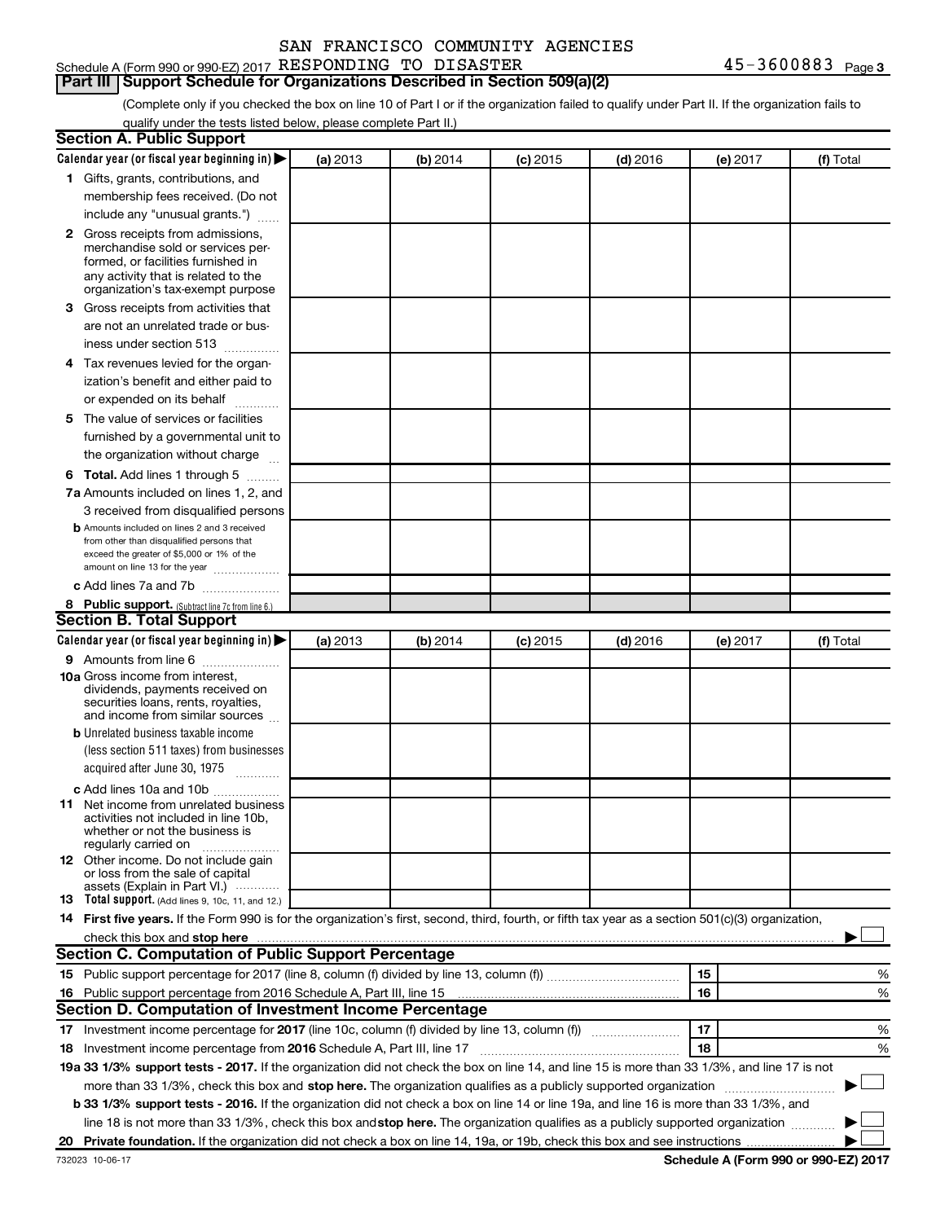SAN FRANCISCO COMMUNITY AGENCIES

Schedule A (Form 990 or 990-EZ) 2017 RESPONDING TO DISASTER 45-3600883 Page 3

## Part III Support Schedule for Organizations Described in Section 509(a)(2)

(Complete only if you checked the box on line 10 of Part I or if the organization failed to qualify under Part II. If the organization fails to qualify under the tests listed below, please complete Part II.)

### Section A. Public Support

| Calendar year (or fiscal year beginning in) ▶ | (a) 2013 | (b) 2014 | (c) 2015 | (d) 2016 | (e) 2017 | (f) Total |
|---|---|---|---|---|---|---|
| 1 Gifts, grants, contributions, and membership fees received. (Do not include any "unusual grants.") | | | | | | |
| 2 Gross receipts from admissions, merchandise sold or services performed, or facilities furnished in any activity that is related to the organization's tax-exempt purpose | | | | | | |
| 3 Gross receipts from activities that are not an unrelated trade or business under section 513 | | | | | | |
| 4 Tax revenues levied for the organization's benefit and either paid to or expended on its behalf | | | | | | |
| 5 The value of services or facilities furnished by a governmental unit to the organization without charge | | | | | | |
| 6 **Total.** Add lines 1 through 5 | | | | | | |
| 7a Amounts included on lines 1, 2, and 3 received from disqualified persons | | | | | | |
| b Amounts included on lines 2 and 3 received from other than disqualified persons that exceed the greater of $5,000 or 1% of the amount on line 13 for the year | | | | | | |
| c Add lines 7a and 7b | | | | | | |
| 8 **Public support.** (Subtract line 7c from line 6.) | | | | | | |

### Section B. Total Support

| Calendar year (or fiscal year beginning in) ▶ | (a) 2013 | (b) 2014 | (c) 2015 | (d) 2016 | (e) 2017 | (f) Total |
|---|---|---|---|---|---|---|
| 9 Amounts from line 6 | | | | | | |
| 10a Gross income from interest, dividends, payments received on securities loans, rents, royalties, and income from similar sources | | | | | | |
| b Unrelated business taxable income (less section 511 taxes) from businesses acquired after June 30, 1975 | | | | | | |
| c Add lines 10a and 10b | | | | | | |
| 11 Net income from unrelated business activities not included in line 10b, whether or not the business is regularly carried on | | | | | | |
| 12 Other income. Do not include gain or loss from the sale of capital assets (Explain in Part VI.) | | | | | | |
| 13 **Total support.** (Add lines 9, 10c, 11, and 12.) | | | | | | |

14 **First five years.** If the Form 990 is for the organization's first, second, third, fourth, or fifth tax year as a section 501(c)(3) organization, check this box and **stop here** ▶ ☐

### Section C. Computation of Public Support Percentage

| | | | |
|---|---|---|---|
| 15 | Public support percentage for 2017 (line 8, column (f) divided by line 13, column (f)) | 15 | % |
| 16 | Public support percentage from 2016 Schedule A, Part III, line 15 | 16 | % |

### Section D. Computation of Investment Income Percentage

| | | | |
|---|---|---|---|
| 17 | Investment income percentage for **2017** (line 10c, column (f) divided by line 13, column (f)) | 17 | % |
| 18 | Investment income percentage from **2016** Schedule A, Part III, line 17 | 18 | % |

**19a 33 1/3% support tests - 2017.** If the organization did not check the box on line 14, and line 15 is more than 33 1/3%, and line 17 is not more than 33 1/3%, check this box and **stop here.** The organization qualifies as a publicly supported organization ▶ ☐

**b 33 1/3% support tests - 2016.** If the organization did not check a box on line 14 or line 19a, and line 16 is more than 33 1/3%, and line 18 is not more than 33 1/3%, check this box and **stop here.** The organization qualifies as a publicly supported organization ▶ ☐

**20 Private foundation.** If the organization did not check a box on line 14, 19a, or 19b, check this box and see instructions ▶ ☐

732023 10-06-17 **Schedule A (Form 990 or 990-EZ) 2017**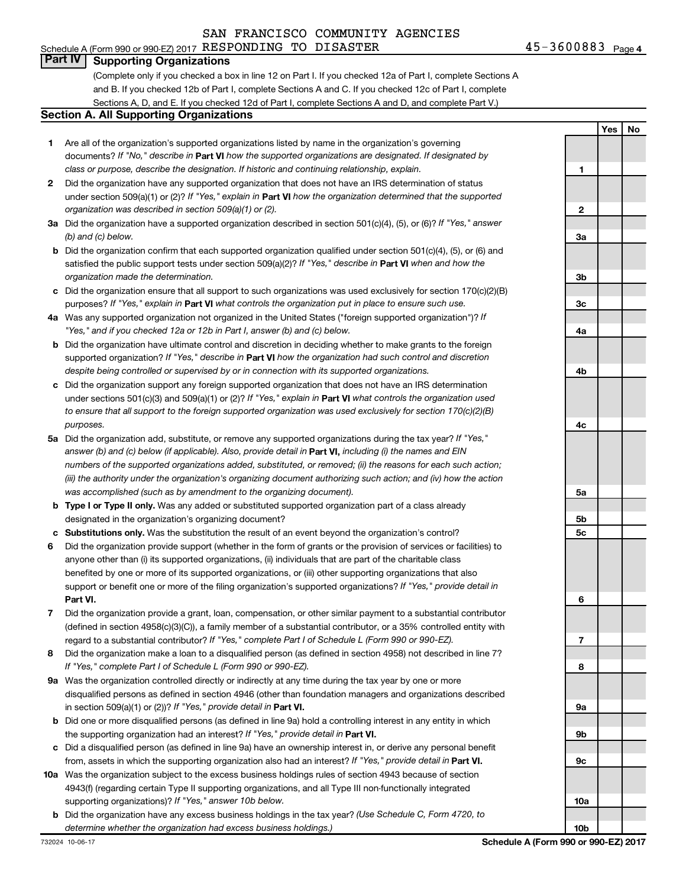SAN FRANCISCO COMMUNITY AGENCIES

Schedule A (Form 990 or 990-EZ) 2017 RESPONDING TO DISASTER 45-3600883 Page 4

## Part IV Supporting Organizations

(Complete only if you checked a box in line 12 on Part I. If you checked 12a of Part I, complete Sections A and B. If you checked 12b of Part I, complete Sections A and C. If you checked 12c of Part I, complete Sections A, D, and E. If you checked 12d of Part I, complete Sections A and D, and complete Part V.)

### Section A. All Supporting Organizations

| | | | Yes | No |
|---|---|---|---|---|
| **1** | Are all of the organization's supported organizations listed by name in the organization's governing documents? *If "No," describe in* **Part VI** *how the supported organizations are designated. If designated by class or purpose, describe the designation. If historic and continuing relationship, explain.* | 1 | | |
| **2** | Did the organization have any supported organization that does not have an IRS determination of status under section 509(a)(1) or (2)? *If "Yes," explain in* **Part VI** *how the organization determined that the supported organization was described in section 509(a)(1) or (2).* | 2 | | |
| **3a** | Did the organization have a supported organization described in section 501(c)(4), (5), or (6)? *If "Yes," answer (b) and (c) below.* | 3a | | |
| **b** | Did the organization confirm that each supported organization qualified under section 501(c)(4), (5), or (6) and satisfied the public support tests under section 509(a)(2)? *If "Yes," describe in* **Part VI** *when and how the organization made the determination.* | 3b | | |
| **c** | Did the organization ensure that all support to such organizations was used exclusively for section 170(c)(2)(B) purposes? *If "Yes," explain in* **Part VI** *what controls the organization put in place to ensure such use.* | 3c | | |
| **4a** | Was any supported organization not organized in the United States ("foreign supported organization")? *If "Yes," and if you checked 12a or 12b in Part I, answer (b) and (c) below.* | 4a | | |
| **b** | Did the organization have ultimate control and discretion in deciding whether to make grants to the foreign supported organization? *If "Yes," describe in* **Part VI** *how the organization had such control and discretion despite being controlled or supervised by or in connection with its supported organizations.* | 4b | | |
| **c** | Did the organization support any foreign supported organization that does not have an IRS determination under sections 501(c)(3) and 509(a)(1) or (2)? *If "Yes," explain in* **Part VI** *what controls the organization used to ensure that all support to the foreign supported organization was used exclusively for section 170(c)(2)(B) purposes.* | 4c | | |
| **5a** | Did the organization add, substitute, or remove any supported organizations during the tax year? *If "Yes," answer (b) and (c) below (if applicable). Also, provide detail in* **Part VI,** *including (i) the names and EIN numbers of the supported organizations added, substituted, or removed; (ii) the reasons for each such action; (iii) the authority under the organization's organizing document authorizing such action; and (iv) how the action was accomplished (such as by amendment to the organizing document).* | 5a | | |
| **b** | **Type I or Type II only.** Was any added or substituted supported organization part of a class already designated in the organization's organizing document? | 5b | | |
| **c** | **Substitutions only.** Was the substitution the result of an event beyond the organization's control? | 5c | | |
| **6** | Did the organization provide support (whether in the form of grants or the provision of services or facilities) to anyone other than (i) its supported organizations, (ii) individuals that are part of the charitable class benefited by one or more of its supported organizations, or (iii) other supporting organizations that also support or benefit one or more of the filing organization's supported organizations? *If "Yes," provide detail in* **Part VI.** | 6 | | |
| **7** | Did the organization provide a grant, loan, compensation, or other similar payment to a substantial contributor (defined in section 4958(c)(3)(C)), a family member of a substantial contributor, or a 35% controlled entity with regard to a substantial contributor? *If "Yes," complete Part I of Schedule L (Form 990 or 990-EZ).* | 7 | | |
| **8** | Did the organization make a loan to a disqualified person (as defined in section 4958) not described in line 7? *If "Yes," complete Part I of Schedule L (Form 990 or 990-EZ).* | 8 | | |
| **9a** | Was the organization controlled directly or indirectly at any time during the tax year by one or more disqualified persons as defined in section 4946 (other than foundation managers and organizations described in section 509(a)(1) or (2))? *If "Yes," provide detail in* **Part VI.** | 9a | | |
| **b** | Did one or more disqualified persons (as defined in line 9a) hold a controlling interest in any entity in which the supporting organization had an interest? *If "Yes," provide detail in* **Part VI.** | 9b | | |
| **c** | Did a disqualified person (as defined in line 9a) have an ownership interest in, or derive any personal benefit from, assets in which the supporting organization also had an interest? *If "Yes," provide detail in* **Part VI.** | 9c | | |
| **10a** | Was the organization subject to the excess business holdings rules of section 4943 because of section 4943(f) (regarding certain Type II supporting organizations, and all Type III non-functionally integrated supporting organizations)? *If "Yes," answer 10b below.* | 10a | | |
| **b** | Did the organization have any excess business holdings in the tax year? *(Use Schedule C, Form 4720, to determine whether the organization had excess business holdings.)* | 10b | | |

732024 10-06-17

**Schedule A (Form 990 or 990-EZ) 2017**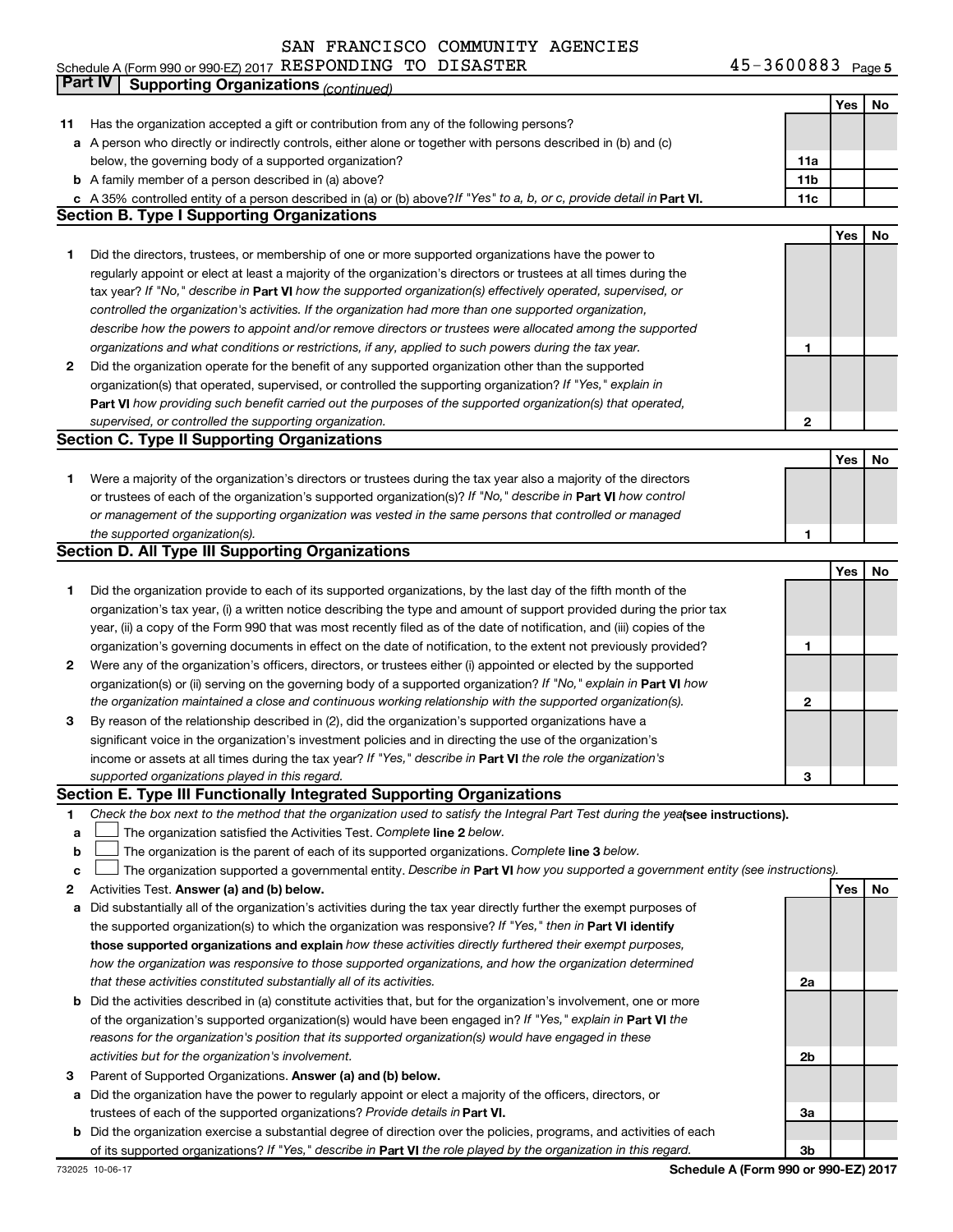SAN FRANCISCO COMMUNITY AGENCIES

Schedule A (Form 990 or 990-EZ) 2017 RESPONDING TO DISASTER 45-3600883 Page 5

## Part IV Supporting Organizations *(continued)*

| | | | Yes | No |
|---|---|---|---|---|
| **11** | Has the organization accepted a gift or contribution from any of the following persons? | | | |
| **a** | A person who directly or indirectly controls, either alone or together with persons described in (b) and (c) below, the governing body of a supported organization? | **11a** | | |
| **b** | A family member of a person described in (a) above? | **11b** | | |
| **c** | A 35% controlled entity of a person described in (a) or (b) above? *If "Yes" to a, b, or c, provide detail in* **Part VI.** | **11c** | | |

### Section B. Type I Supporting Organizations

| | | | Yes | No |
|---|---|---|---|---|
| **1** | Did the directors, trustees, or membership of one or more supported organizations have the power to regularly appoint or elect at least a majority of the organization's directors or trustees at all times during the tax year? *If "No," describe in* **Part VI** *how the supported organization(s) effectively operated, supervised, or controlled the organization's activities. If the organization had more than one supported organization, describe how the powers to appoint and/or remove directors or trustees were allocated among the supported organizations and what conditions or restrictions, if any, applied to such powers during the tax year.* | **1** | | |
| **2** | Did the organization operate for the benefit of any supported organization other than the supported organization(s) that operated, supervised, or controlled the supporting organization? *If "Yes," explain in* **Part VI** *how providing such benefit carried out the purposes of the supported organization(s) that operated, supervised, or controlled the supporting organization.* | **2** | | |

### Section C. Type II Supporting Organizations

| | | | Yes | No |
|---|---|---|---|---|
| **1** | Were a majority of the organization's directors or trustees during the tax year also a majority of the directors or trustees of each of the organization's supported organization(s)? *If "No," describe in* **Part VI** *how control or management of the supporting organization was vested in the same persons that controlled or managed the supported organization(s).* | **1** | | |

### Section D. All Type III Supporting Organizations

| | | | Yes | No |
|---|---|---|---|---|
| **1** | Did the organization provide to each of its supported organizations, by the last day of the fifth month of the organization's tax year, (i) a written notice describing the type and amount of support provided during the prior tax year, (ii) a copy of the Form 990 that was most recently filed as of the date of notification, and (iii) copies of the organization's governing documents in effect on the date of notification, to the extent not previously provided? | **1** | | |
| **2** | Were any of the organization's officers, directors, or trustees either (i) appointed or elected by the supported organization(s) or (ii) serving on the governing body of a supported organization? *If "No," explain in* **Part VI** *how the organization maintained a close and continuous working relationship with the supported organization(s).* | **2** | | |
| **3** | By reason of the relationship described in (2), did the organization's supported organizations have a significant voice in the organization's investment policies and in directing the use of the organization's income or assets at all times during the tax year? *If "Yes," describe in* **Part VI** *the role the organization's supported organizations played in this regard.* | **3** | | |

### Section E. Type III Functionally Integrated Supporting Organizations

**1** *Check the box next to the method that the organization used to satisfy the Integral Part Test during the year* **(see instructions).**

- **a** ☐ The organization satisfied the Activities Test. *Complete* **line 2** *below.*
- **b** ☐ The organization is the parent of each of its supported organizations. *Complete* **line 3** *below.*
- **c** ☐ The organization supported a governmental entity. *Describe in* **Part VI** *how you supported a government entity (see instructions).*

| | | | Yes | No |
|---|---|---|---|---|
| **2** | Activities Test. **Answer (a) and (b) below.** | | | |
| **a** | Did substantially all of the organization's activities during the tax year directly further the exempt purposes of the supported organization(s) to which the organization was responsive? *If "Yes," then in* **Part VI identify those supported organizations and explain** *how these activities directly furthered their exempt purposes, how the organization was responsive to those supported organizations, and how the organization determined that these activities constituted substantially all of its activities.* | **2a** | | |
| **b** | Did the activities described in (a) constitute activities that, but for the organization's involvement, one or more of the organization's supported organization(s) would have been engaged in? *If "Yes," explain in* **Part VI** *the reasons for the organization's position that its supported organization(s) would have engaged in these activities but for the organization's involvement.* | **2b** | | |
| **3** | Parent of Supported Organizations. **Answer (a) and (b) below.** | | | |
| **a** | Did the organization have the power to regularly appoint or elect a majority of the officers, directors, or trustees of each of the supported organizations? *Provide details in* **Part VI.** | **3a** | | |
| **b** | Did the organization exercise a substantial degree of direction over the policies, programs, and activities of each of its supported organizations? *If "Yes," describe in* **Part VI** *the role played by the organization in this regard.* | **3b** | | |

732025 10-06-17 **Schedule A (Form 990 or 990-EZ) 2017**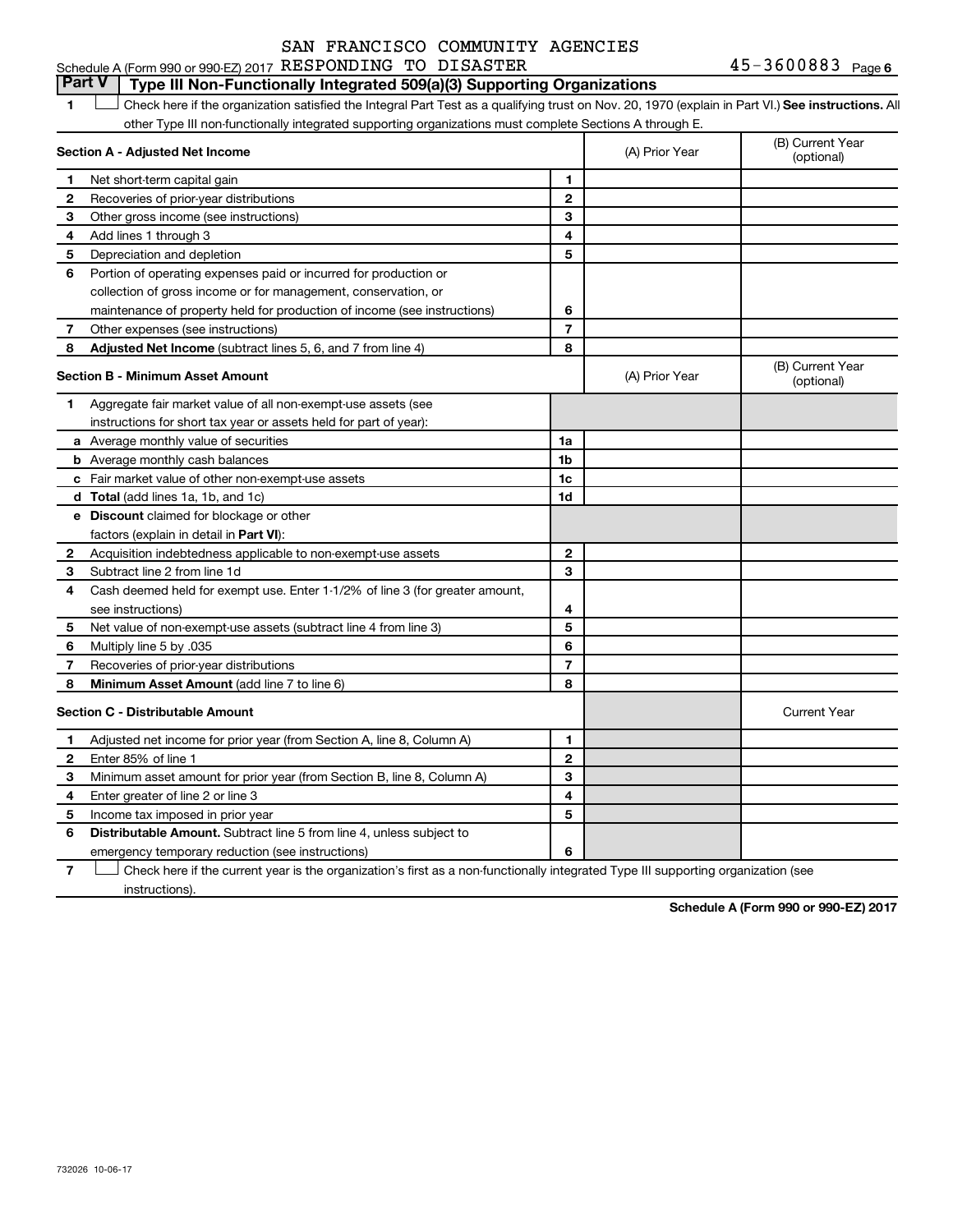SAN FRANCISCO COMMUNITY AGENCIES
Schedule A (Form 990 or 990-EZ) 2017 RESPONDING TO DISASTER 45-3600883 Page 6

## Part V Type III Non-Functionally Integrated 509(a)(3) Supporting Organizations

1 ☐ Check here if the organization satisfied the Integral Part Test as a qualifying trust on Nov. 20, 1970 (explain in Part VI.) **See instructions.** All other Type III non-functionally integrated supporting organizations must complete Sections A through E.

| **Section A - Adjusted Net Income** | | | (A) Prior Year | (B) Current Year (optional) |
|---|---|---|---|---|
| 1 | Net short-term capital gain | 1 | | |
| 2 | Recoveries of prior-year distributions | 2 | | |
| 3 | Other gross income (see instructions) | 3 | | |
| 4 | Add lines 1 through 3 | 4 | | |
| 5 | Depreciation and depletion | 5 | | |
| 6 | Portion of operating expenses paid or incurred for production or collection of gross income or for management, conservation, or maintenance of property held for production of income (see instructions) | 6 | | |
| 7 | Other expenses (see instructions) | 7 | | |
| 8 | **Adjusted Net Income** (subtract lines 5, 6, and 7 from line 4) | 8 | | |

| **Section B - Minimum Asset Amount** | | | (A) Prior Year | (B) Current Year (optional) |
|---|---|---|---|---|
| 1 | Aggregate fair market value of all non-exempt-use assets (see instructions for short tax year or assets held for part of year): | | | |
| a | Average monthly value of securities | 1a | | |
| b | Average monthly cash balances | 1b | | |
| c | Fair market value of other non-exempt-use assets | 1c | | |
| d | **Total** (add lines 1a, 1b, and 1c) | 1d | | |
| e | **Discount** claimed for blockage or other factors (explain in detail in **Part VI**): | | | |
| 2 | Acquisition indebtedness applicable to non-exempt-use assets | 2 | | |
| 3 | Subtract line 2 from line 1d | 3 | | |
| 4 | Cash deemed held for exempt use. Enter 1-1/2% of line 3 (for greater amount, see instructions) | 4 | | |
| 5 | Net value of non-exempt-use assets (subtract line 4 from line 3) | 5 | | |
| 6 | Multiply line 5 by .035 | 6 | | |
| 7 | Recoveries of prior-year distributions | 7 | | |
| 8 | **Minimum Asset Amount** (add line 7 to line 6) | 8 | | |

| **Section C - Distributable Amount** | | | | Current Year |
|---|---|---|---|---|
| 1 | Adjusted net income for prior year (from Section A, line 8, Column A) | 1 | | |
| 2 | Enter 85% of line 1 | 2 | | |
| 3 | Minimum asset amount for prior year (from Section B, line 8, Column A) | 3 | | |
| 4 | Enter greater of line 2 or line 3 | 4 | | |
| 5 | Income tax imposed in prior year | 5 | | |
| 6 | **Distributable Amount.** Subtract line 5 from line 4, unless subject to emergency temporary reduction (see instructions) | 6 | | |

7 ☐ Check here if the current year is the organization's first as a non-functionally integrated Type III supporting organization (see instructions).

**Schedule A (Form 990 or 990-EZ) 2017**

732026 10-06-17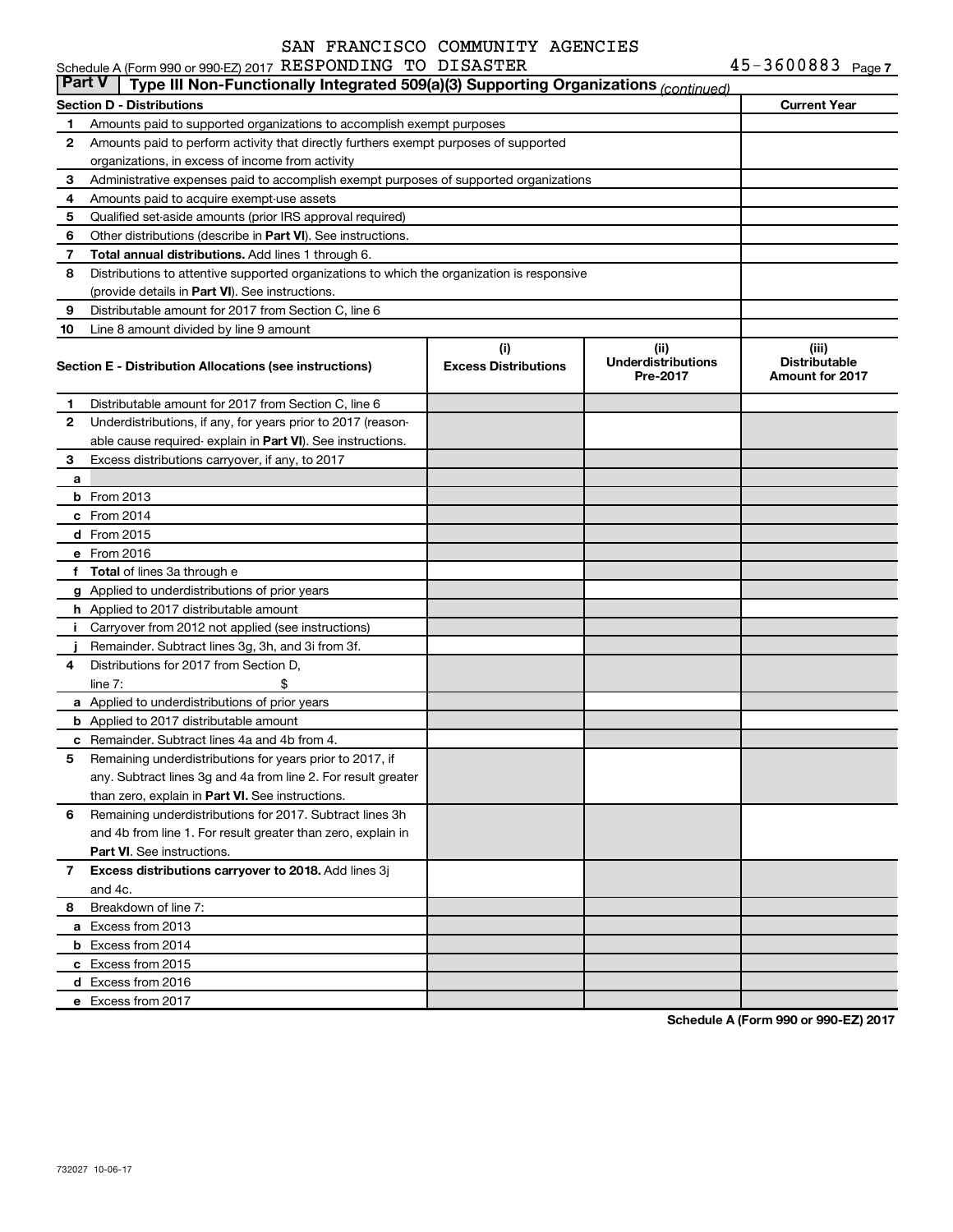SAN FRANCISCO COMMUNITY AGENCIES

Schedule A (Form 990 or 990-EZ) 2017 RESPONDING TO DISASTER 45-3600883 Page 7

**Part V | Type III Non-Functionally Integrated 509(a)(3) Supporting Organizations** *(continued)*

| **Section D - Distributions** | **Current Year** |
|---|---|
| **1** Amounts paid to supported organizations to accomplish exempt purposes | |
| **2** Amounts paid to perform activity that directly furthers exempt purposes of supported organizations, in excess of income from activity | |
| **3** Administrative expenses paid to accomplish exempt purposes of supported organizations | |
| **4** Amounts paid to acquire exempt-use assets | |
| **5** Qualified set-aside amounts (prior IRS approval required) | |
| **6** Other distributions (describe in **Part VI**). See instructions. | |
| **7** **Total annual distributions.** Add lines 1 through 6. | |
| **8** Distributions to attentive supported organizations to which the organization is responsive (provide details in **Part VI**). See instructions. | |
| **9** Distributable amount for 2017 from Section C, line 6 | |
| **10** Line 8 amount divided by line 9 amount | |

| **Section E - Distribution Allocations (see instructions)** | **(i) Excess Distributions** | **(ii) Underdistributions Pre-2017** | **(iii) Distributable Amount for 2017** |
|---|---|---|---|
| **1** Distributable amount for 2017 from Section C, line 6 | | | |
| **2** Underdistributions, if any, for years prior to 2017 (reasonable cause required- explain in **Part VI**). See instructions. | | | |
| **3** Excess distributions carryover, if any, to 2017 | | | |
| **a** | | | |
| **b** From 2013 | | | |
| **c** From 2014 | | | |
| **d** From 2015 | | | |
| **e** From 2016 | | | |
| **f** **Total** of lines 3a through e | | | |
| **g** Applied to underdistributions of prior years | | | |
| **h** Applied to 2017 distributable amount | | | |
| **i** Carryover from 2012 not applied (see instructions) | | | |
| **j** Remainder. Subtract lines 3g, 3h, and 3i from 3f. | | | |
| **4** Distributions for 2017 from Section D, line 7: $ | | | |
| **a** Applied to underdistributions of prior years | | | |
| **b** Applied to 2017 distributable amount | | | |
| **c** Remainder. Subtract lines 4a and 4b from 4. | | | |
| **5** Remaining underdistributions for years prior to 2017, if any. Subtract lines 3g and 4a from line 2. For result greater than zero, explain in **Part VI.** See instructions. | | | |
| **6** Remaining underdistributions for 2017. Subtract lines 3h and 4b from line 1. For result greater than zero, explain in **Part VI**. See instructions. | | | |
| **7** **Excess distributions carryover to 2018.** Add lines 3j and 4c. | | | |
| **8** Breakdown of line 7: | | | |
| **a** Excess from 2013 | | | |
| **b** Excess from 2014 | | | |
| **c** Excess from 2015 | | | |
| **d** Excess from 2016 | | | |
| **e** Excess from 2017 | | | |

**Schedule A (Form 990 or 990-EZ) 2017**

732027 10-06-17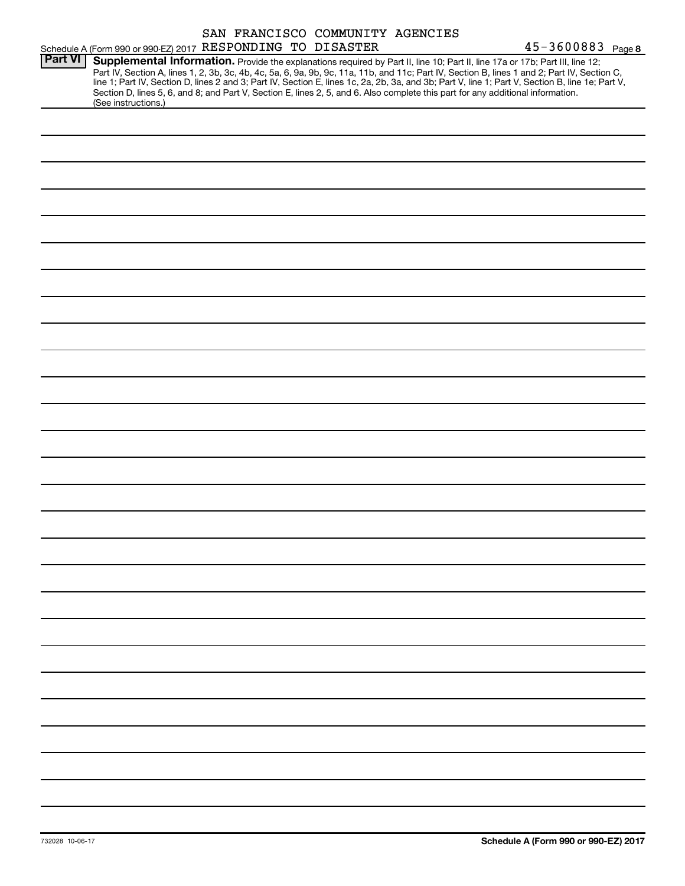SAN FRANCISCO COMMUNITY AGENCIES

Schedule A (Form 990 or 990-EZ) 2017 RESPONDING TO DISASTER 45-3600883 Page **8**

**Part VI** **Supplemental Information.** Provide the explanations required by Part II, line 10; Part II, line 17a or 17b; Part III, line 12; Part IV, Section A, lines 1, 2, 3b, 3c, 4b, 4c, 5a, 6, 9a, 9b, 9c, 11a, 11b, and 11c; Part IV, Section B, lines 1 and 2; Part IV, Section C, line 1; Part IV, Section D, lines 2 and 3; Part IV, Section E, lines 1c, 2a, 2b, 3a, and 3b; Part V, line 1; Part V, Section B, line 1e; Part V, Section D, lines 5, 6, and 8; and Part V, Section E, lines 2, 5, and 6. Also complete this part for any additional information. (See instructions.)

732028 10-06-17

**Schedule A (Form 990 or 990-EZ) 2017**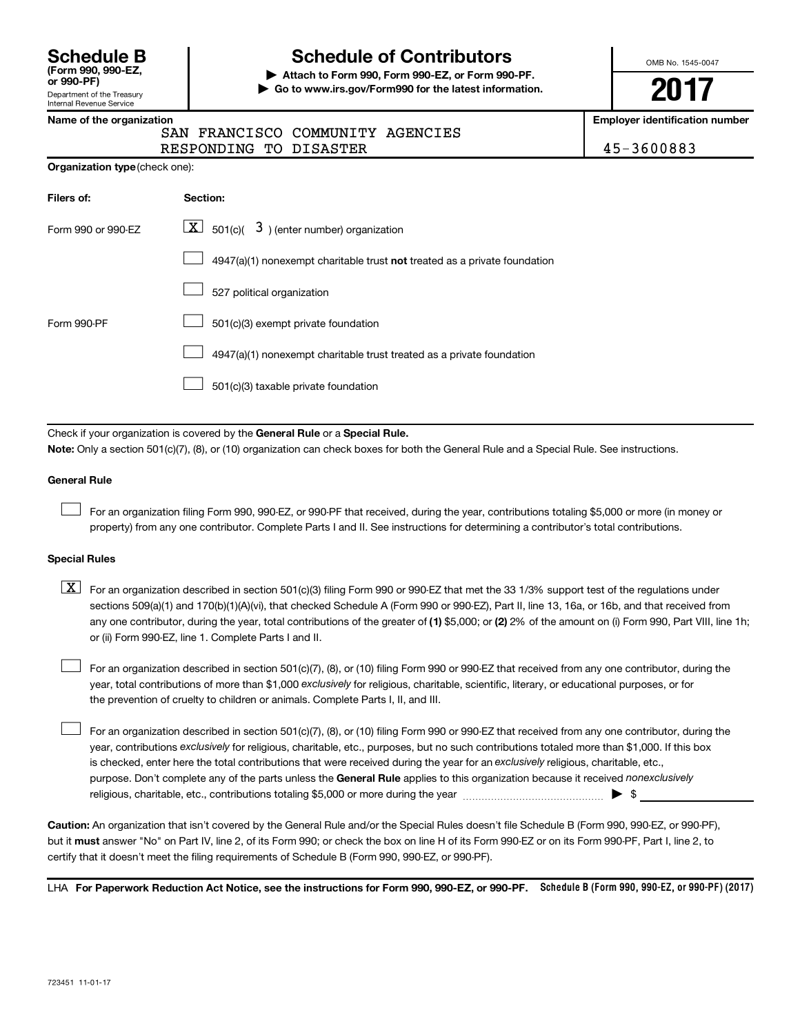# Schedule B (Form 990, 990-EZ, or 990-PF)

Department of the Treasury
Internal Revenue Service

## Schedule of Contributors

▶ **Attach to Form 990, Form 990-EZ, or Form 990-PF.**
▶ **Go to www.irs.gov/Form990 for the latest information.**

OMB No. 1545-0047

**2017**

| Name of the organization | Employer identification number |
|---|---|
| SAN FRANCISCO COMMUNITY AGENCIES RESPONDING TO DISASTER | 45-3600883 |

**Organization type** (check one):

| Filers of: | Section: |
|---|---|
| Form 990 or 990-EZ | [X] 501(c)( 3 ) (enter number) organization |
| | [ ] 4947(a)(1) nonexempt charitable trust **not** treated as a private foundation |
| | [ ] 527 political organization |
| Form 990-PF | [ ] 501(c)(3) exempt private foundation |
| | [ ] 4947(a)(1) nonexempt charitable trust treated as a private foundation |
| | [ ] 501(c)(3) taxable private foundation |

Check if your organization is covered by the **General Rule** or a **Special Rule.**

**Note:** Only a section 501(c)(7), (8), or (10) organization can check boxes for both the General Rule and a Special Rule. See instructions.

**General Rule**

[ ] For an organization filing Form 990, 990-EZ, or 990-PF that received, during the year, contributions totaling $5,000 or more (in money or property) from any one contributor. Complete Parts I and II. See instructions for determining a contributor's total contributions.

**Special Rules**

[X] For an organization described in section 501(c)(3) filing Form 990 or 990-EZ that met the 33 1/3% support test of the regulations under sections 509(a)(1) and 170(b)(1)(A)(vi), that checked Schedule A (Form 990 or 990-EZ), Part II, line 13, 16a, or 16b, and that received from any one contributor, during the year, total contributions of the greater of **(1)** $5,000; or **(2)** 2% of the amount on (i) Form 990, Part VIII, line 1h; or (ii) Form 990-EZ, line 1. Complete Parts I and II.

[ ] For an organization described in section 501(c)(7), (8), or (10) filing Form 990 or 990-EZ that received from any one contributor, during the year, total contributions of more than $1,000 *exclusively* for religious, charitable, scientific, literary, or educational purposes, or for the prevention of cruelty to children or animals. Complete Parts I, II, and III.

[ ] For an organization described in section 501(c)(7), (8), or (10) filing Form 990 or 990-EZ that received from any one contributor, during the year, contributions *exclusively* for religious, charitable, etc., purposes, but no such contributions totaled more than $1,000. If this box is checked, enter here the total contributions that were received during the year for an *exclusively* religious, charitable, etc., purpose. Don't complete any of the parts unless the **General Rule** applies to this organization because it received *nonexclusively* religious, charitable, etc., contributions totaling $5,000 or more during the year ▶ $ ____________

**Caution:** An organization that isn't covered by the General Rule and/or the Special Rules doesn't file Schedule B (Form 990, 990-EZ, or 990-PF), but it **must** answer "No" on Part IV, line 2, of its Form 990; or check the box on line H of its Form 990-EZ or on its Form 990-PF, Part I, line 2, to certify that it doesn't meet the filing requirements of Schedule B (Form 990, 990-EZ, or 990-PF).

LHA **For Paperwork Reduction Act Notice, see the instructions for Form 990, 990-EZ, or 990-PF.** **Schedule B (Form 990, 990-EZ, or 990-PF) (2017)**

723451 11-01-17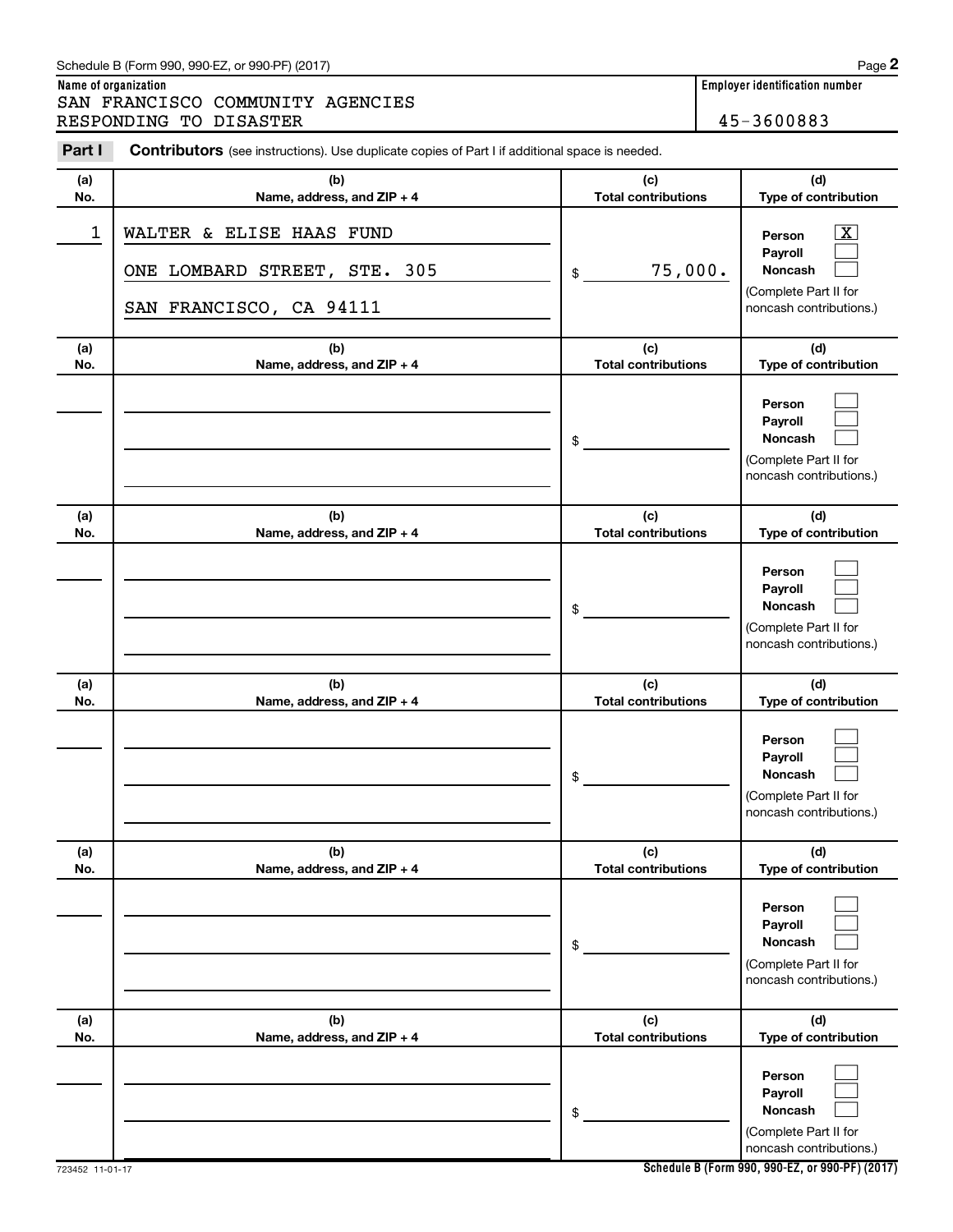Schedule B (Form 990, 990-EZ, or 990-PF) (2017) Page **2**

**Name of organization**

SAN FRANCISCO COMMUNITY AGENCIES RESPONDING TO DISASTER

**Employer identification number**

45-3600883

**Part I** **Contributors** (see instructions). Use duplicate copies of Part I if additional space is needed.

| (a) No. | (b) Name, address, and ZIP + 4 | (c) Total contributions | (d) Type of contribution |
|---|---|---|---|
| 1 | WALTER & ELISE HAAS FUND<br>ONE LOMBARD STREET, STE. 305<br>SAN FRANCISCO, CA 94111 | $ 75,000. | Person [X]<br>Payroll [ ]<br>Noncash [ ]<br>(Complete Part II for noncash contributions.) |
| | | $ | Person [ ]<br>Payroll [ ]<br>Noncash [ ]<br>(Complete Part II for noncash contributions.) |
| | | $ | Person [ ]<br>Payroll [ ]<br>Noncash [ ]<br>(Complete Part II for noncash contributions.) |
| | | $ | Person [ ]<br>Payroll [ ]<br>Noncash [ ]<br>(Complete Part II for noncash contributions.) |
| | | $ | Person [ ]<br>Payroll [ ]<br>Noncash [ ]<br>(Complete Part II for noncash contributions.) |
| | | $ | Person [ ]<br>Payroll [ ]<br>Noncash [ ]<br>(Complete Part II for noncash contributions.) |

723452 11-01-17 **Schedule B (Form 990, 990-EZ, or 990-PF) (2017)**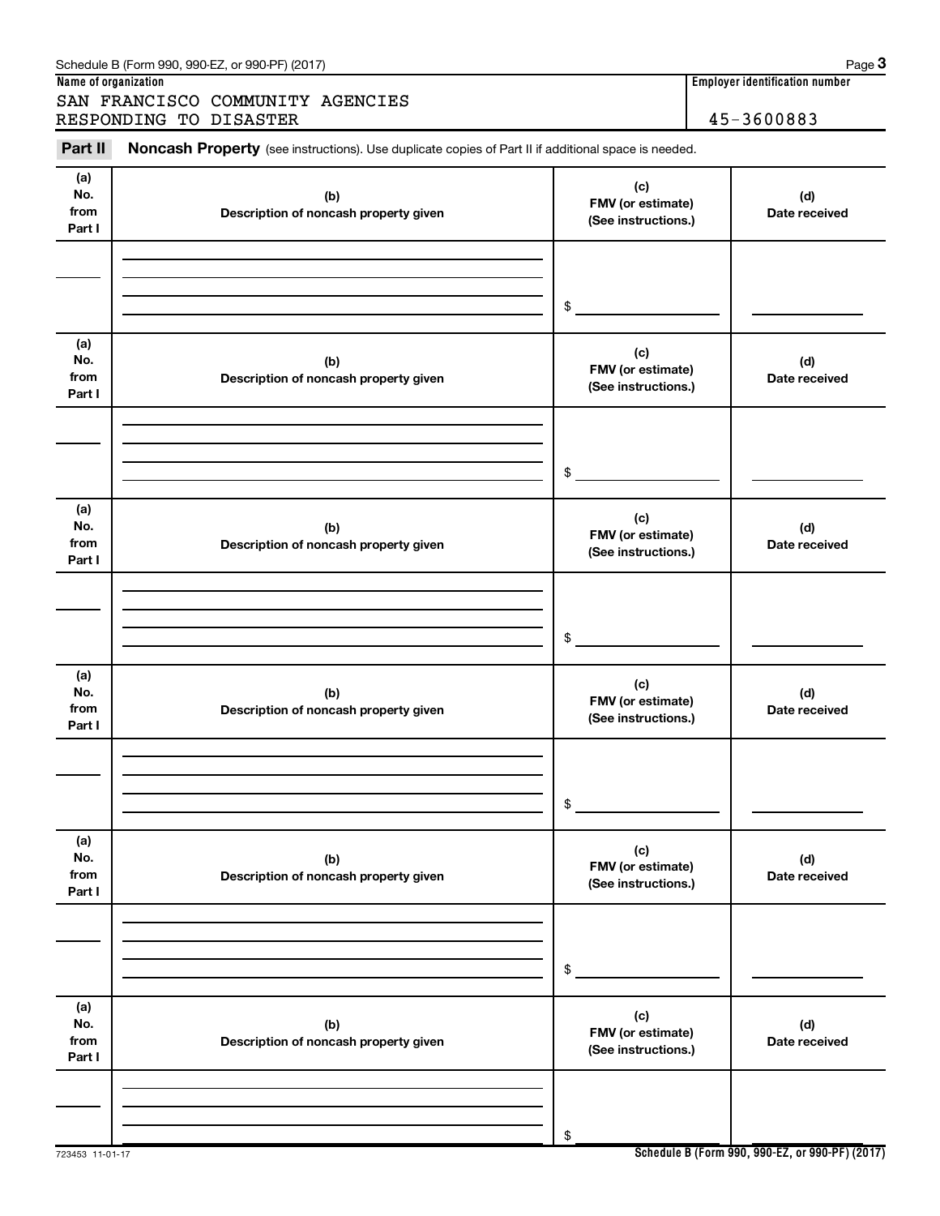Schedule B (Form 990, 990-EZ, or 990-PF) (2017)

**Name of organization**

SAN FRANCISCO COMMUNITY AGENCIES RESPONDING TO DISASTER

**Employer identification number**

45-3600883

**Part II** **Noncash Property** (see instructions). Use duplicate copies of Part II if additional space is needed.

| (a) No. from Part I | (b) Description of noncash property given | (c) FMV (or estimate) (See instructions.) | (d) Date received |
| --- | --- | --- | --- |
| | | $ | |

| (a) No. from Part I | (b) Description of noncash property given | (c) FMV (or estimate) (See instructions.) | (d) Date received |
| --- | --- | --- | --- |
| | | $ | |

| (a) No. from Part I | (b) Description of noncash property given | (c) FMV (or estimate) (See instructions.) | (d) Date received |
| --- | --- | --- | --- |
| | | $ | |

| (a) No. from Part I | (b) Description of noncash property given | (c) FMV (or estimate) (See instructions.) | (d) Date received |
| --- | --- | --- | --- |
| | | $ | |

| (a) No. from Part I | (b) Description of noncash property given | (c) FMV (or estimate) (See instructions.) | (d) Date received |
| --- | --- | --- | --- |
| | | $ | |

| (a) No. from Part I | (b) Description of noncash property given | (c) FMV (or estimate) (See instructions.) | (d) Date received |
| --- | --- | --- | --- |
| | | $ | |

723453 11-01-17

**Schedule B (Form 990, 990-EZ, or 990-PF) (2017)**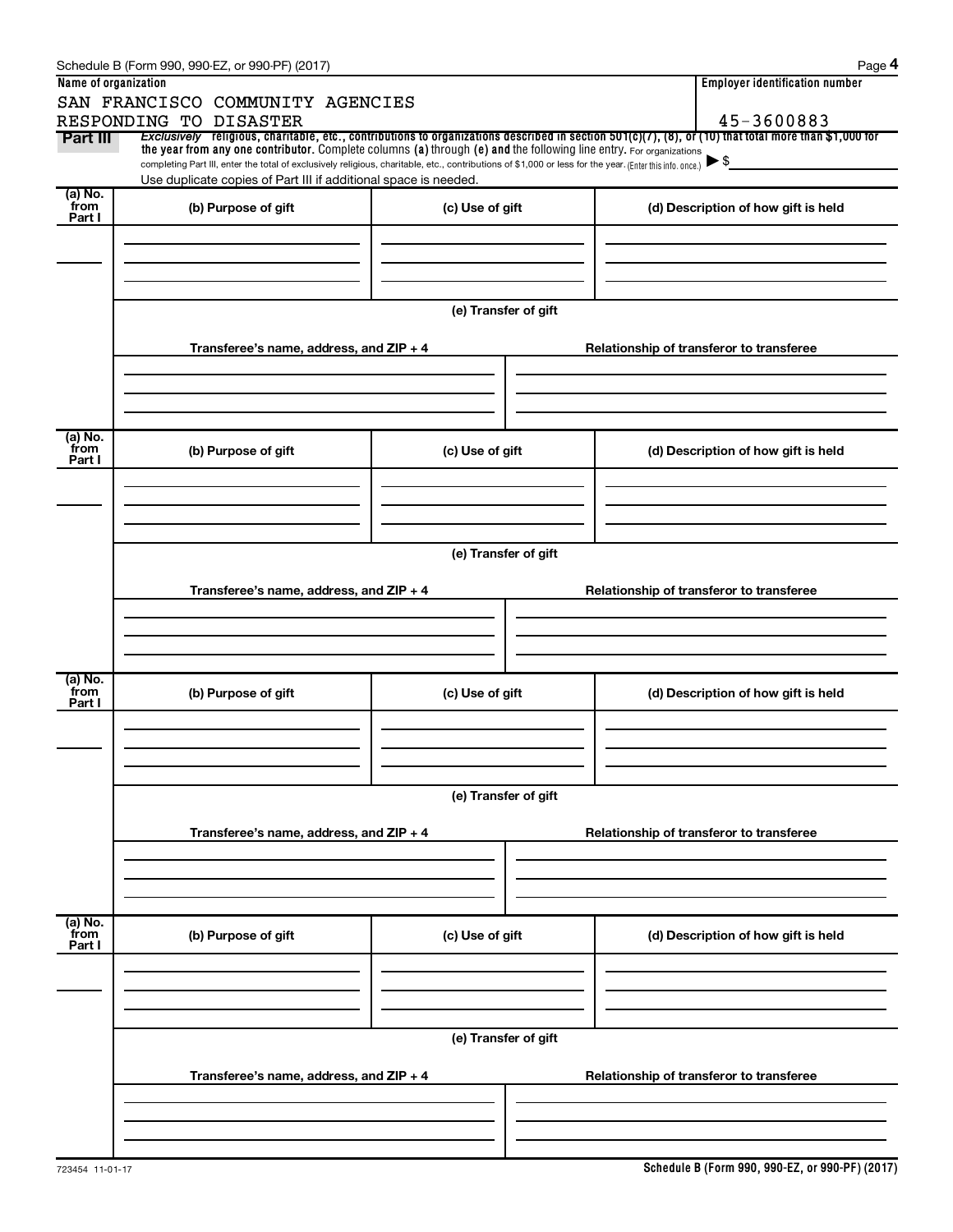Schedule B (Form 990, 990-EZ, or 990-PF) (2017)

| Name of organization | Employer identification number |
| --- | --- |
| SAN FRANCISCO COMMUNITY AGENCIES RESPONDING TO DISASTER | 45-3600883 |

**Part III** *Exclusively* religious, charitable, etc., contributions to organizations described in section 501(c)(7), (8), or (10) that total more than $1,000 for the year from any one contributor. Complete columns **(a)** through **(e) and** the following line entry. For organizations completing Part III, enter the total of exclusively religious, charitable, etc., contributions of $1,000 or less for the year. (Enter this info. once.) ▶ $

Use duplicate copies of Part III if additional space is needed.

| (a) No. from Part I | (b) Purpose of gift | (c) Use of gift | (d) Description of how gift is held |
| --- | --- | --- | --- |
| | | | |

(e) Transfer of gift

| Transferee's name, address, and ZIP + 4 | Relationship of transferor to transferee |
| --- | --- |
| | |

| (a) No. from Part I | (b) Purpose of gift | (c) Use of gift | (d) Description of how gift is held |
| --- | --- | --- | --- |
| | | | |

(e) Transfer of gift

| Transferee's name, address, and ZIP + 4 | Relationship of transferor to transferee |
| --- | --- |
| | |

| (a) No. from Part I | (b) Purpose of gift | (c) Use of gift | (d) Description of how gift is held |
| --- | --- | --- | --- |
| | | | |

(e) Transfer of gift

| Transferee's name, address, and ZIP + 4 | Relationship of transferor to transferee |
| --- | --- |
| | |

| (a) No. from Part I | (b) Purpose of gift | (c) Use of gift | (d) Description of how gift is held |
| --- | --- | --- | --- |
| | | | |

(e) Transfer of gift

| Transferee's name, address, and ZIP + 4 | Relationship of transferor to transferee |
| --- | --- |
| | |

723454 11-01-17

**Schedule B (Form 990, 990-EZ, or 990-PF) (2017)**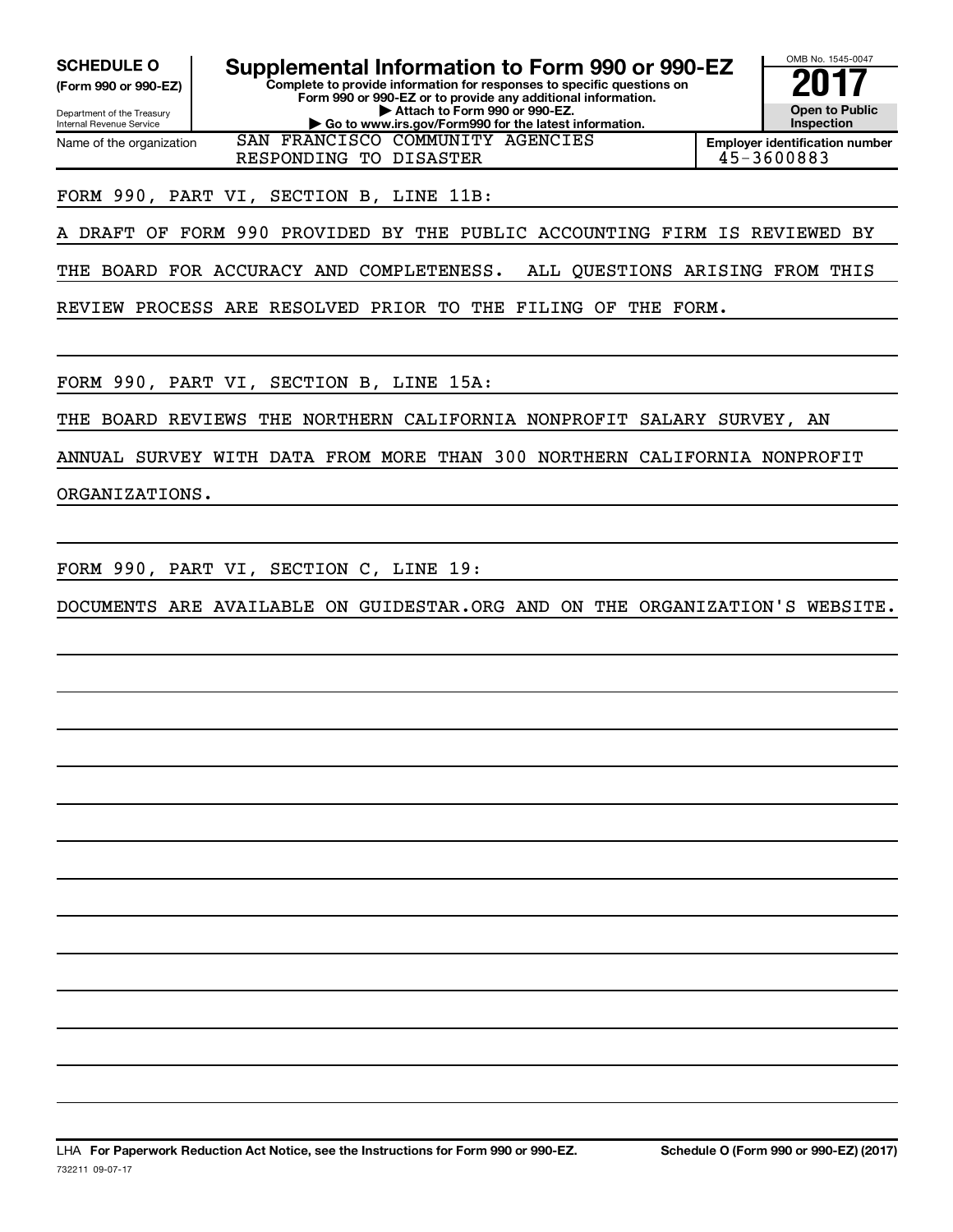**SCHEDULE O**
**(Form 990 or 990-EZ)**

Department of the Treasury
Internal Revenue Service

# Supplemental Information to Form 990 or 990-EZ

**Complete to provide information for responses to specific questions on Form 990 or 990-EZ or to provide any additional information.**
**▶ Attach to Form 990 or 990-EZ.**
**▶ Go to www.irs.gov/Form990 for the latest information.**

OMB No. 1545-0047
**2017**
**Open to Public Inspection**

| Name of the organization | Employer identification number |
|---|---|
| SAN FRANCISCO COMMUNITY AGENCIES RESPONDING TO DISASTER | 45-3600883 |

FORM 990, PART VI, SECTION B, LINE 11B:

A DRAFT OF FORM 990 PROVIDED BY THE PUBLIC ACCOUNTING FIRM IS REVIEWED BY THE BOARD FOR ACCURACY AND COMPLETENESS. ALL QUESTIONS ARISING FROM THIS REVIEW PROCESS ARE RESOLVED PRIOR TO THE FILING OF THE FORM.

FORM 990, PART VI, SECTION B, LINE 15A:

THE BOARD REVIEWS THE NORTHERN CALIFORNIA NONPROFIT SALARY SURVEY, AN ANNUAL SURVEY WITH DATA FROM MORE THAN 300 NORTHERN CALIFORNIA NONPROFIT ORGANIZATIONS.

FORM 990, PART VI, SECTION C, LINE 19:

DOCUMENTS ARE AVAILABLE ON GUIDESTAR.ORG AND ON THE ORGANIZATION'S WEBSITE.

LHA **For Paperwork Reduction Act Notice, see the Instructions for Form 990 or 990-EZ.** **Schedule O (Form 990 or 990-EZ) (2017)**
732211 09-07-17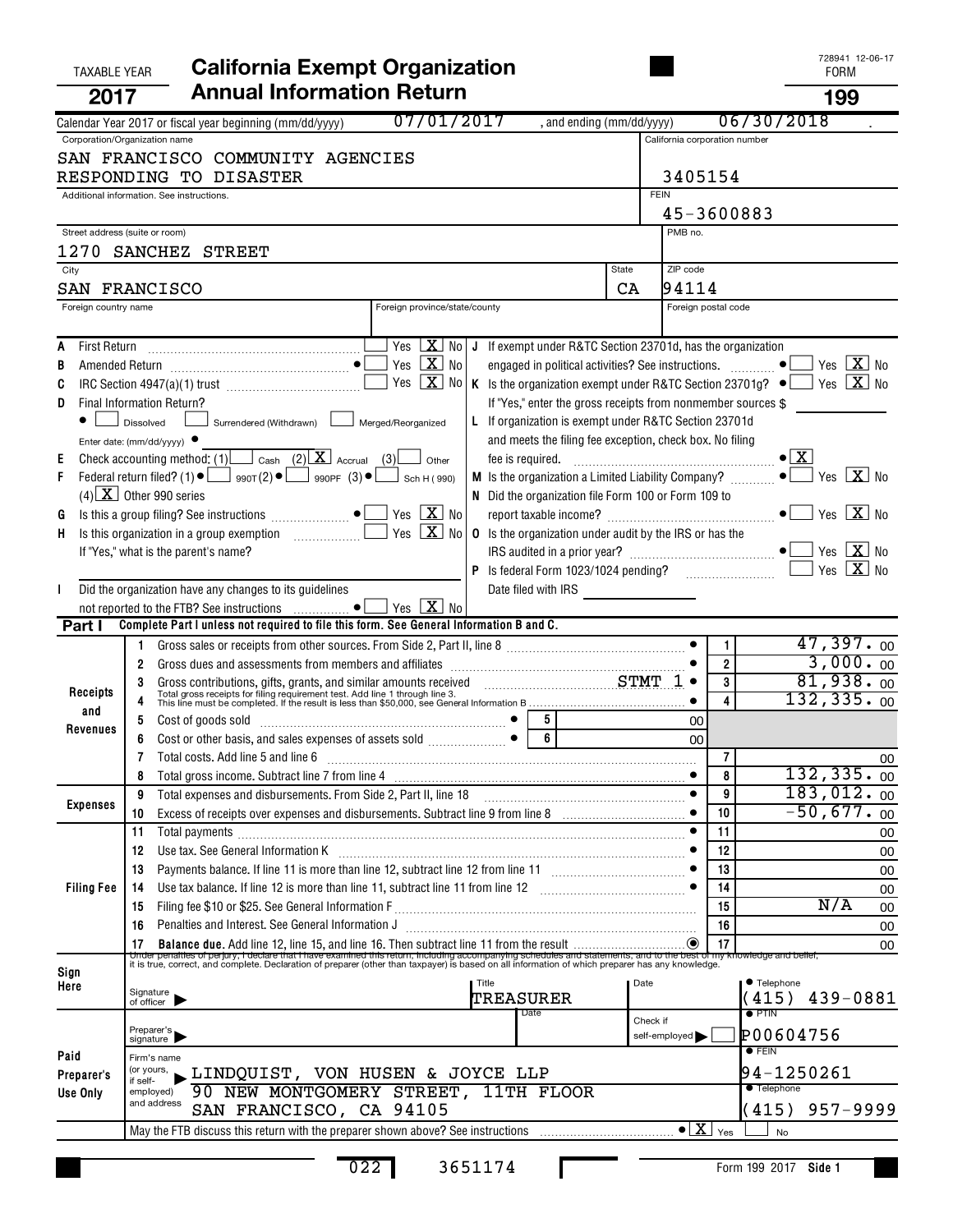TAXABLE YEAR **2017**

# California Exempt Organization Annual Information Return

728941 12-06-17

FORM **199**

Calendar Year 2017 or fiscal year beginning (mm/dd/yyyy) 07/01/2017 , and ending (mm/dd/yyyy) 06/30/2018

| Corporation/Organization name | California corporation number |
|---|---|
| SAN FRANCISCO COMMUNITY AGENCIES RESPONDING TO DISASTER | 3405154 |
| Additional information. See instructions. | FEIN 45-3600883 |
| Street address (suite or room) 1270 SANCHEZ STREET | PMB no. |
| City SAN FRANCISCO | State CA / ZIP code 94114 |
| Foreign country name / Foreign province/state/county | Foreign postal code |

- **A** First Return — Yes [ ] No [X]
- **B** Amended Return — Yes [ ] No [X]
- **C** IRC Section 4947(a)(1) trust — Yes [ ] No [X]
- **D** Final Information Return? [ ] Dissolved [ ] Surrendered (Withdrawn) [ ] Merged/Reorganized  
  Enter date: (mm/dd/yyyy)
- **E** Check accounting method: (1) [ ] Cash (2) [X] Accrual (3) [ ] Other
- **F** Federal return filed? (1) [ ] 990T (2) [ ] 990PF (3) [ ] Sch H (990) (4) [X] Other 990 series
- **G** Is this a group filing? See instructions — Yes [ ] No [X]
- **H** Is this organization in a group exemption — Yes [ ] No [X]  
  If "Yes," what is the parent's name?
- **I** Did the organization have any changes to its guidelines not reported to the FTB? See instructions — Yes [ ] No [X]
- **J** If exempt under R&TC Section 23701d, has the organization engaged in political activities? See instructions. — Yes [ ] No [X]
- **K** Is the organization exempt under R&TC Section 23701g? — Yes [ ] No [X]  
  If "Yes," enter the gross receipts from nonmember sources $
- **L** If organization is exempt under R&TC Section 23701d and meets the filing fee exception, check box. No filing fee is required. [X]
- **M** Is the organization a Limited Liability Company? — Yes [ ] No [X]
- **N** Did the organization file Form 100 or Form 109 to report taxable income? — Yes [ ] No [X]
- **O** Is the organization under audit by the IRS or has the IRS audited in a prior year? — Yes [ ] No [X]
- **P** Is federal Form 1023/1024 pending? — Yes [ ] No [X]  
  Date filed with IRS

## Part I — Complete Part I unless not required to file this form. See General Information B and C.

| Section | Line | Description | | Amount |
|---|---|---|---|---|
| Receipts and Revenues | 1 | Gross sales or receipts from other sources. From Side 2, Part II, line 8 | 1 | 47,397.00 |
| | 2 | Gross dues and assessments from members and affiliates | 2 | 3,000.00 |
| | 3 | Gross contributions, gifts, grants, and similar amounts received STMT 1 | 3 | 81,938.00 |
| | 4 | Total gross receipts for filing requirement test. Add line 1 through line 3. This line must be completed. If the result is less than $50,000, see General Information B | 4 | 132,335.00 |
| | 5 | Cost of goods sold | 5 | 00 |
| | 6 | Cost or other basis, and sales expenses of assets sold | 6 | 00 |
| | 7 | Total costs. Add line 5 and line 6 | 7 | 00 |
| | 8 | Total gross income. Subtract line 7 from line 4 | 8 | 132,335.00 |
| Expenses | 9 | Total expenses and disbursements. From Side 2, Part II, line 18 | 9 | 183,012.00 |
| | 10 | Excess of receipts over expenses and disbursements. Subtract line 9 from line 8 | 10 | -50,677.00 |
| Filing Fee | 11 | Total payments | 11 | 00 |
| | 12 | Use tax. See General Information K | 12 | 00 |
| | 13 | Payments balance. If line 11 is more than line 12, subtract line 12 from line 11 | 13 | 00 |
| | 14 | Use tax balance. If line 12 is more than line 11, subtract line 11 from line 12 | 14 | 00 |
| | 15 | Filing fee $10 or $25. See General Information F | 15 | N/A 00 |
| | 16 | Penalties and Interest. See General Information J | 16 | 00 |
| | 17 | **Balance due.** Add line 12, line 15, and line 16. Then subtract line 11 from the result | 17 | 00 |

**Sign Here**

Under penalties of perjury, I declare that I have examined this return, including accompanying schedules and statements, and to the best of my knowledge and belief, it is true, correct, and complete. Declaration of preparer (other than taxpayer) is based on all information of which preparer has any knowledge.

Signature of officer | Title: TREASURER | Date | Telephone: (415) 439-0881

**Paid Preparer's Use Only**

Preparer's signature | Date | Check if self-employed [ ] | PTIN: P00604756

Firm's name (or yours, if self-employed) and address: LINDQUIST, VON HUSEN & JOYCE LLP, 90 NEW MONTGOMERY STREET, 11TH FLOOR, SAN FRANCISCO, CA 94105 | FEIN: 94-1250261 | Telephone: (415) 957-9999

May the FTB discuss this return with the preparer shown above? See instructions — Yes [X] No [ ]

022 3651174

Form 199 2017 Side 1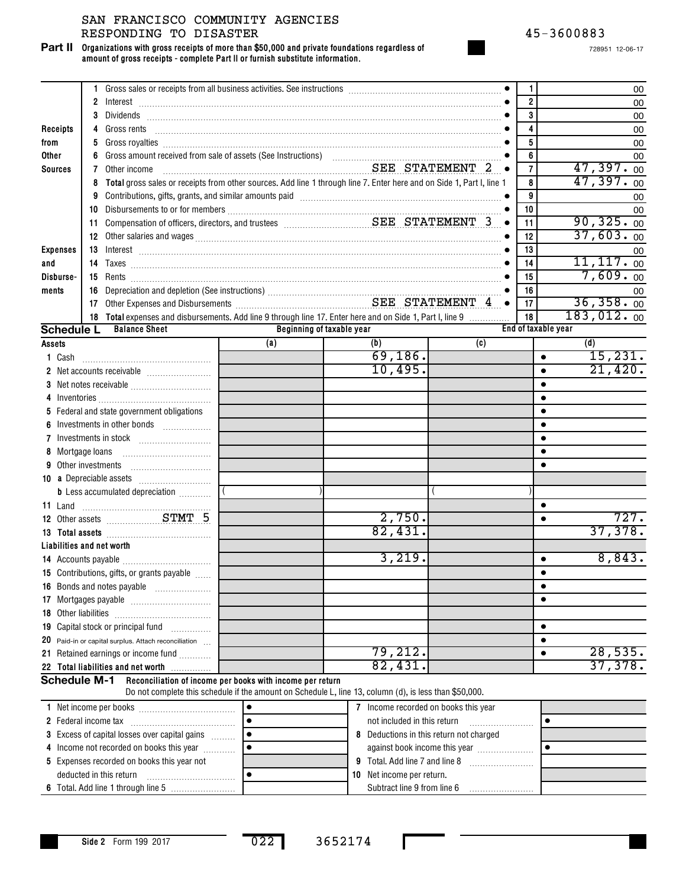SAN FRANCISCO COMMUNITY AGENCIES RESPONDING TO DISASTER

45-3600883

728951 12-06-17

**Part II** **Organizations with gross receipts of more than $50,000 and private foundations regardless of amount of gross receipts - complete Part II or furnish substitute information.**

| | | | Line | Amount |
|---|---|---|---|---|
| Receipts from Other Sources | 1 | Gross sales or receipts from all business activities. See instructions | 1 | 00 |
| | 2 | Interest | 2 | 00 |
| | 3 | Dividends | 3 | 00 |
| | 4 | Gross rents | 4 | 00 |
| | 5 | Gross royalties | 5 | 00 |
| | 6 | Gross amount received from sale of assets (See Instructions) | 6 | 00 |
| | 7 | Other income SEE STATEMENT 2 | 7 | 47,397. 00 |
| | 8 | **Total** gross sales or receipts from other sources. Add line 1 through line 7. Enter here and on Side 1, Part I, line 1 | 8 | 47,397. 00 |
| Expenses and Disbursements | 9 | Contributions, gifts, grants, and similar amounts paid | 9 | 00 |
| | 10 | Disbursements to or for members | 10 | 00 |
| | 11 | Compensation of officers, directors, and trustees SEE STATEMENT 3 | 11 | 90,325. 00 |
| | 12 | Other salaries and wages | 12 | 37,603. 00 |
| | 13 | Interest | 13 | 00 |
| | 14 | Taxes | 14 | 11,117. 00 |
| | 15 | Rents | 15 | 7,609. 00 |
| | 16 | Depreciation and depletion (See instructions) | 16 | 00 |
| | 17 | Other Expenses and Disbursements SEE STATEMENT 4 | 17 | 36,358. 00 |
| | 18 | **Total** expenses and disbursements. Add line 9 through line 17. Enter here and on Side 1, Part I, line 9 | 18 | 183,012. 00 |

**Schedule L** **Balance Sheet**

| Assets | Beginning of taxable year (a) | (b) | End of taxable year (c) | (d) |
|---|---|---|---|---|
| 1 Cash | | 69,186. | | 15,231. |
| 2 Net accounts receivable | | 10,495. | | 21,420. |
| 3 Net notes receivable | | | | |
| 4 Inventories | | | | |
| 5 Federal and state government obligations | | | | |
| 6 Investments in other bonds | | | | |
| 7 Investments in stock | | | | |
| 8 Mortgage loans | | | | |
| 9 Other investments | | | | |
| 10 a Depreciable assets | | | | |
| b Less accumulated depreciation | ( ) | | ( ) | |
| 11 Land | | | | |
| 12 Other assets STMT 5 | | 2,750. | | 727. |
| 13 **Total assets** | | 82,431. | | 37,378. |
| **Liabilities and net worth** | | | | |
| 14 Accounts payable | | 3,219. | | 8,843. |
| 15 Contributions, gifts, or grants payable | | | | |
| 16 Bonds and notes payable | | | | |
| 17 Mortgages payable | | | | |
| 18 Other liabilities | | | | |
| 19 Capital stock or principal fund | | | | |
| 20 Paid-in or capital surplus. Attach reconciliation | | | | |
| 21 Retained earnings or income fund | | 79,212. | | 28,535. |
| 22 **Total liabilities and net worth** | | 82,431. | | 37,378. |

**Schedule M-1** **Reconciliation of income per books with income per return**

Do not complete this schedule if the amount on Schedule L, line 13, column (d), is less than $50,000.

| | | | |
|---|---|---|---|
| 1 Net income per books | | 7 Income recorded on books this year not included in this return | |
| 2 Federal income tax | | | |
| 3 Excess of capital losses over capital gains | | 8 Deductions in this return not charged against book income this year | |
| 4 Income not recorded on books this year | | | |
| 5 Expenses recorded on books this year not deducted in this return | | 9 Total. Add line 7 and line 8 | |
| | | 10 Net income per return. Subtract line 9 from line 6 | |
| 6 Total. Add line 1 through line 5 | | | |

Side 2 Form 199 2017 022 3652174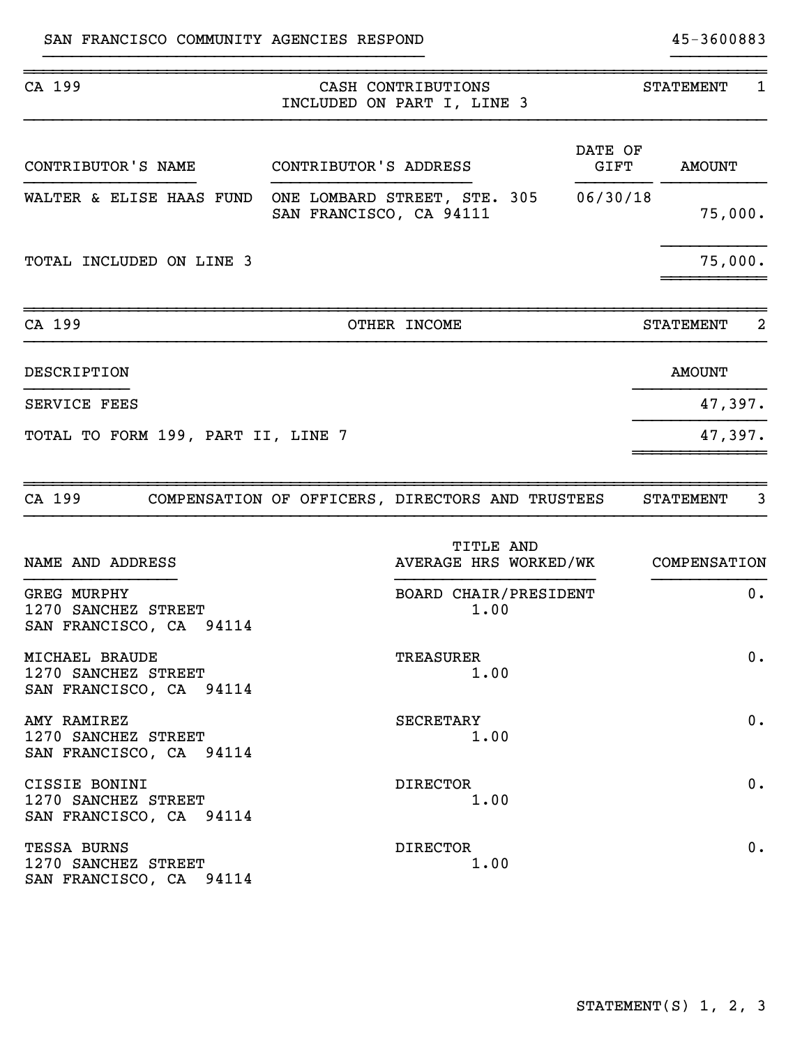SAN FRANCISCO COMMUNITY AGENCIES RESPOND — 45-3600883

## CA 199 — CASH CONTRIBUTIONS INCLUDED ON PART I, LINE 3 — STATEMENT 1

| CONTRIBUTOR'S NAME | CONTRIBUTOR'S ADDRESS | DATE OF GIFT | AMOUNT |
|---|---|---|---|
| WALTER & ELISE HAAS FUND | ONE LOMBARD STREET, STE. 305 SAN FRANCISCO, CA 94111 | 06/30/18 | 75,000. |
| TOTAL INCLUDED ON LINE 3 | | | 75,000. |

## CA 199 — OTHER INCOME — STATEMENT 2

| DESCRIPTION | AMOUNT |
|---|---|
| SERVICE FEES | 47,397. |
| TOTAL TO FORM 199, PART II, LINE 7 | 47,397. |

## CA 199 — COMPENSATION OF OFFICERS, DIRECTORS AND TRUSTEES — STATEMENT 3

| NAME AND ADDRESS | TITLE AND AVERAGE HRS WORKED/WK | COMPENSATION |
|---|---|---|
| GREG MURPHY<br>1270 SANCHEZ STREET<br>SAN FRANCISCO, CA 94114 | BOARD CHAIR/PRESIDENT<br>1.00 | 0. |
| MICHAEL BRAUDE<br>1270 SANCHEZ STREET<br>SAN FRANCISCO, CA 94114 | TREASURER<br>1.00 | 0. |
| AMY RAMIREZ<br>1270 SANCHEZ STREET<br>SAN FRANCISCO, CA 94114 | SECRETARY<br>1.00 | 0. |
| CISSIE BONINI<br>1270 SANCHEZ STREET<br>SAN FRANCISCO, CA 94114 | DIRECTOR<br>1.00 | 0. |
| TESSA BURNS<br>1270 SANCHEZ STREET<br>SAN FRANCISCO, CA 94114 | DIRECTOR<br>1.00 | 0. |

STATEMENT(S) 1, 2, 3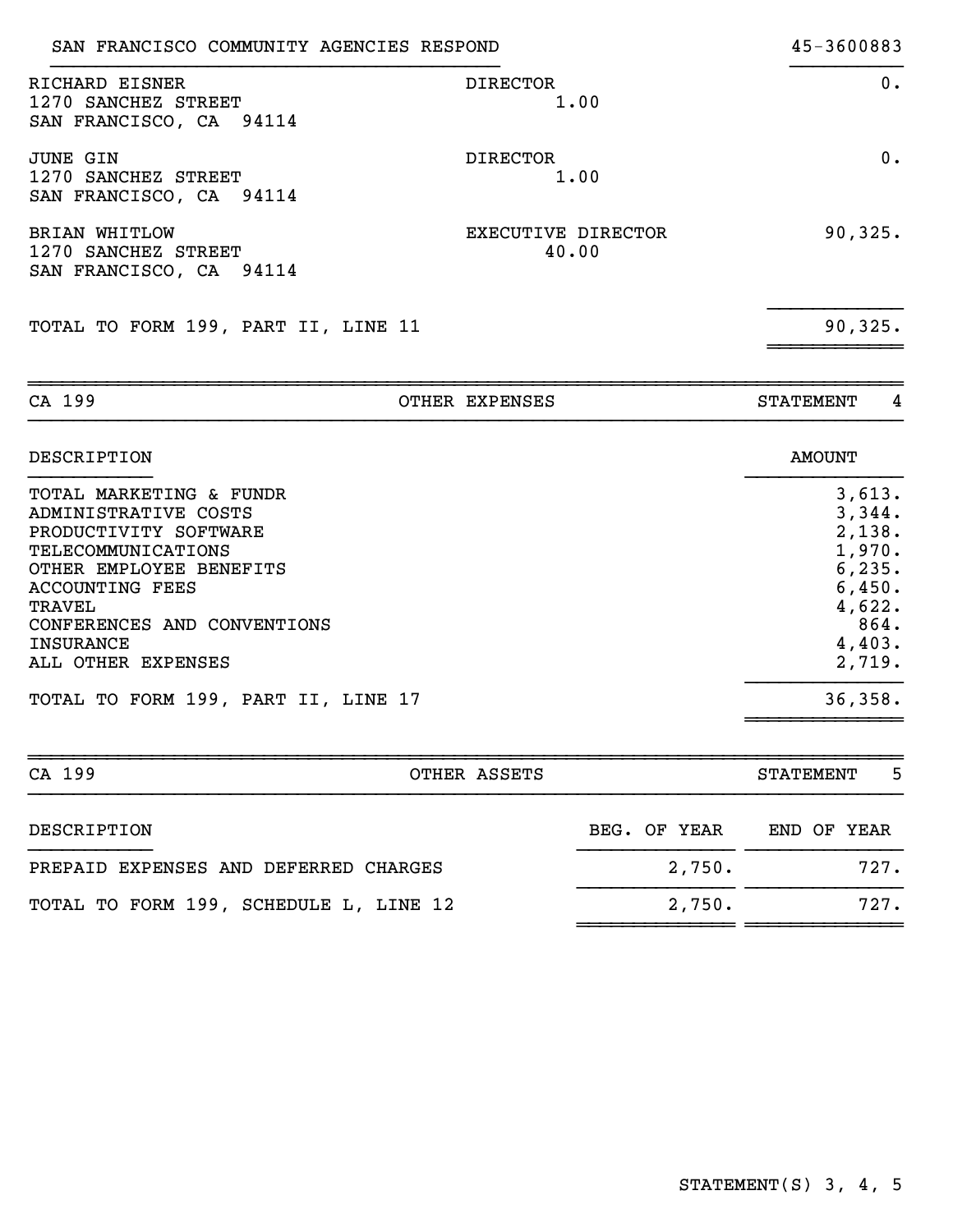SAN FRANCISCO COMMUNITY AGENCIES RESPOND 45-3600883

| | | |
|---|---|---|
| RICHARD EISNER<br>1270 SANCHEZ STREET<br>SAN FRANCISCO, CA 94114 | DIRECTOR<br>1.00 | 0. |
| JUNE GIN<br>1270 SANCHEZ STREET<br>SAN FRANCISCO, CA 94114 | DIRECTOR<br>1.00 | 0. |
| BRIAN WHITLOW<br>1270 SANCHEZ STREET<br>SAN FRANCISCO, CA 94114 | EXECUTIVE DIRECTOR<br>40.00 | 90,325. |
| TOTAL TO FORM 199, PART II, LINE 11 | | 90,325. |

## CA 199 — OTHER EXPENSES — STATEMENT 4

| DESCRIPTION | AMOUNT |
|---|---|
| TOTAL MARKETING & FUNDR | 3,613. |
| ADMINISTRATIVE COSTS | 3,344. |
| PRODUCTIVITY SOFTWARE | 2,138. |
| TELECOMMUNICATIONS | 1,970. |
| OTHER EMPLOYEE BENEFITS | 6,235. |
| ACCOUNTING FEES | 6,450. |
| TRAVEL | 4,622. |
| CONFERENCES AND CONVENTIONS | 864. |
| INSURANCE | 4,403. |
| ALL OTHER EXPENSES | 2,719. |
| TOTAL TO FORM 199, PART II, LINE 17 | 36,358. |

## CA 199 — OTHER ASSETS — STATEMENT 5

| DESCRIPTION | BEG. OF YEAR | END OF YEAR |
|---|---|---|
| PREPAID EXPENSES AND DEFERRED CHARGES | 2,750. | 727. |
| TOTAL TO FORM 199, SCHEDULE L, LINE 12 | 2,750. | 727. |

STATEMENT(S) 3, 4, 5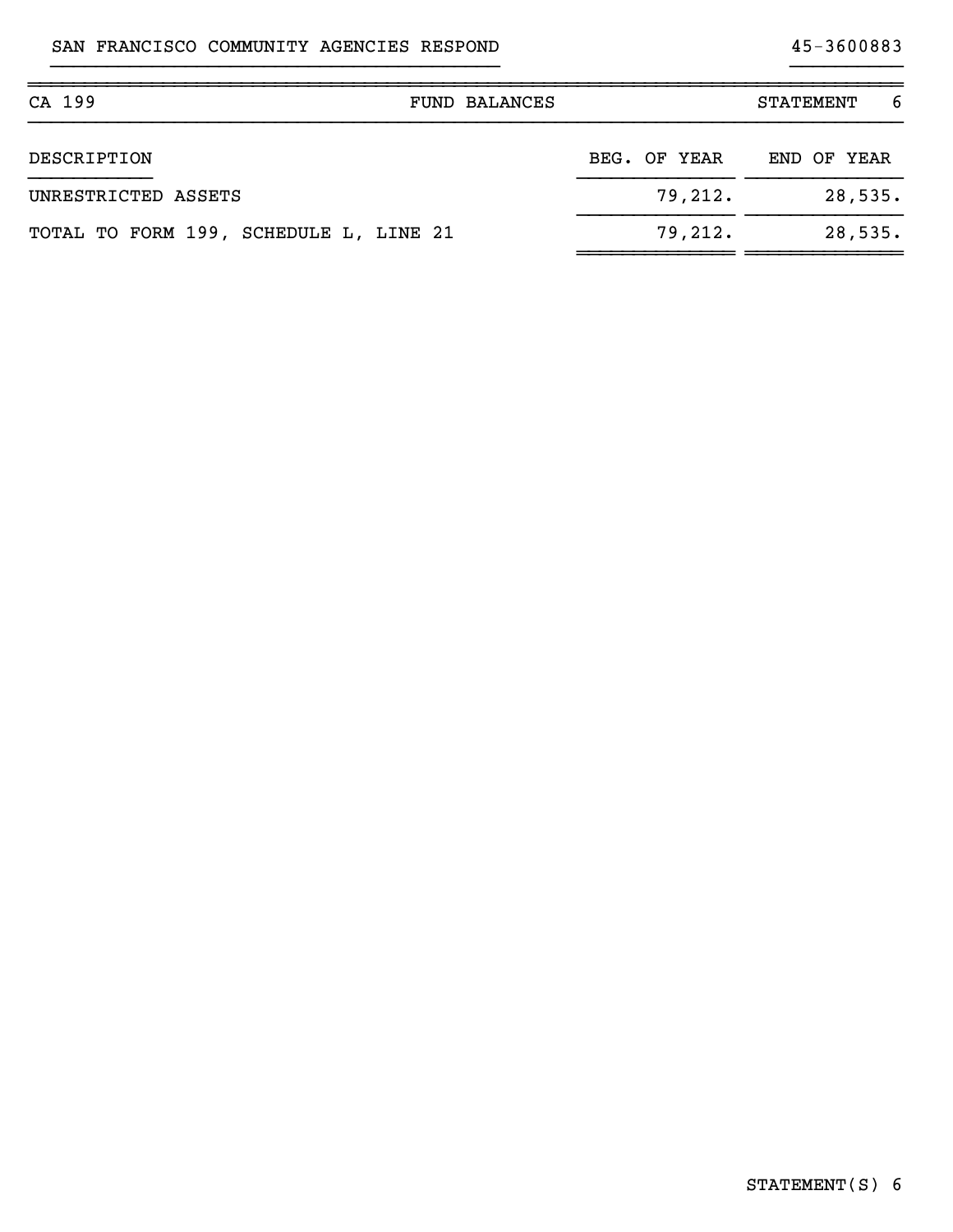SAN FRANCISCO COMMUNITY AGENCIES RESPOND 45-3600883

| CA 199 | FUND BALANCES | STATEMENT 6 |
|---|---|---|

| DESCRIPTION | BEG. OF YEAR | END OF YEAR |
|---|---|---|
| UNRESTRICTED ASSETS | 79,212. | 28,535. |
| TOTAL TO FORM 199, SCHEDULE L, LINE 21 | 79,212. | 28,535. |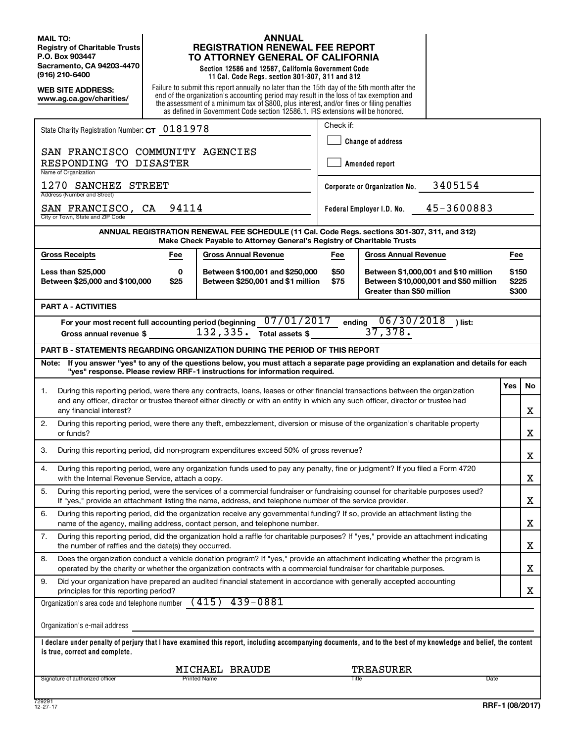**MAIL TO:**
**Registry of Charitable Trusts**
**P.O. Box 903447**
**Sacramento, CA 94203-4470**
**(916) 210-6400**

**WEB SITE ADDRESS:**
**www.ag.ca.gov/charities/**

# ANNUAL REGISTRATION RENEWAL FEE REPORT TO ATTORNEY GENERAL OF CALIFORNIA

**Section 12586 and 12587, California Government Code**
**11 Cal. Code Regs. section 301-307, 311 and 312**

Failure to submit this report annually no later than the 15th day of the 5th month after the end of the organization's accounting period may result in the loss of tax exemption and the assessment of a minimum tax of $800, plus interest, and/or fines or filing penalties as defined in Government Code section 12586.1. IRS extensions will be honored.

State Charity Registration Number: **CT** 0181978

SAN FRANCISCO COMMUNITY AGENCIES RESPONDING TO DISASTER
Name of Organization

1270 SANCHEZ STREET
Address (Number and Street)

SAN FRANCISCO, CA 94114
City or Town, State and ZIP Code

Check if:

☐ **Change of address**

☐ **Amended report**

**Corporate or Organization No.** 3405154

**Federal Employer I.D. No.** 45-3600883

**ANNUAL REGISTRATION RENEWAL FEE SCHEDULE (11 Cal. Code Regs. sections 301-307, 311, and 312)**
**Make Check Payable to Attorney General's Registry of Charitable Trusts**

| Gross Receipts | Fee | Gross Annual Revenue | Fee | Gross Annual Revenue | Fee |
|---|---|---|---|---|---|
| Less than $25,000 | 0 | Between $100,001 and $250,000 | $50 | Between $1,000,001 and $10 million | $150 |
| Between $25,000 and $100,000 | $25 | Between $250,001 and $1 million | $75 | Between $10,000,001 and $50 million | $225 |
| | | | | Greater than $50 million | $300 |

**PART A - ACTIVITIES**

For your most recent full accounting period (beginning 07/01/2017 ending 06/30/2018 ) list:
Gross annual revenue $ 132,335. Total assets $ 37,378.

**PART B - STATEMENTS REGARDING ORGANIZATION DURING THE PERIOD OF THIS REPORT**

**Note: If you answer "yes" to any of the questions below, you must attach a separate page providing an explanation and details for each "yes" response. Please review RRF-1 instructions for information required.**

| | | Yes | No |
|---|---|---|---|
| 1. | During this reporting period, were there any contracts, loans, leases or other financial transactions between the organization and any officer, director or trustee thereof either directly or with an entity in which any such officer, director or trustee had any financial interest? | | X |
| 2. | During this reporting period, were there any theft, embezzlement, diversion or misuse of the organization's charitable property or funds? | | X |
| 3. | During this reporting period, did non-program expenditures exceed 50% of gross revenue? | | X |
| 4. | During this reporting period, were any organization funds used to pay any penalty, fine or judgment? If you filed a Form 4720 with the Internal Revenue Service, attach a copy. | | X |
| 5. | During this reporting period, were the services of a commercial fundraiser or fundraising counsel for charitable purposes used? If "yes," provide an attachment listing the name, address, and telephone number of the service provider. | | X |
| 6. | During this reporting period, did the organization receive any governmental funding? If so, provide an attachment listing the name of the agency, mailing address, contact person, and telephone number. | | X |
| 7. | During this reporting period, did the organization hold a raffle for charitable purposes? If "yes," provide an attachment indicating the number of raffles and the date(s) they occurred. | | X |
| 8. | Does the organization conduct a vehicle donation program? If "yes," provide an attachment indicating whether the program is operated by the charity or whether the organization contracts with a commercial fundraiser for charitable purposes. | | X |
| 9. | Did your organization have prepared an audited financial statement in accordance with generally accepted accounting principles for this reporting period? | | X |

Organization's area code and telephone number (415) 439-0881

Organization's e-mail address

**I declare under penalty of perjury that I have examined this report, including accompanying documents, and to the best of my knowledge and belief, the content is true, correct and complete.**

| Signature of authorized officer | Printed Name | Title | Date |
|---|---|---|---|
| | MICHAEL BRAUDE | TREASURER | |

729291 12-27-17

**RRF-1 (08/2017)**